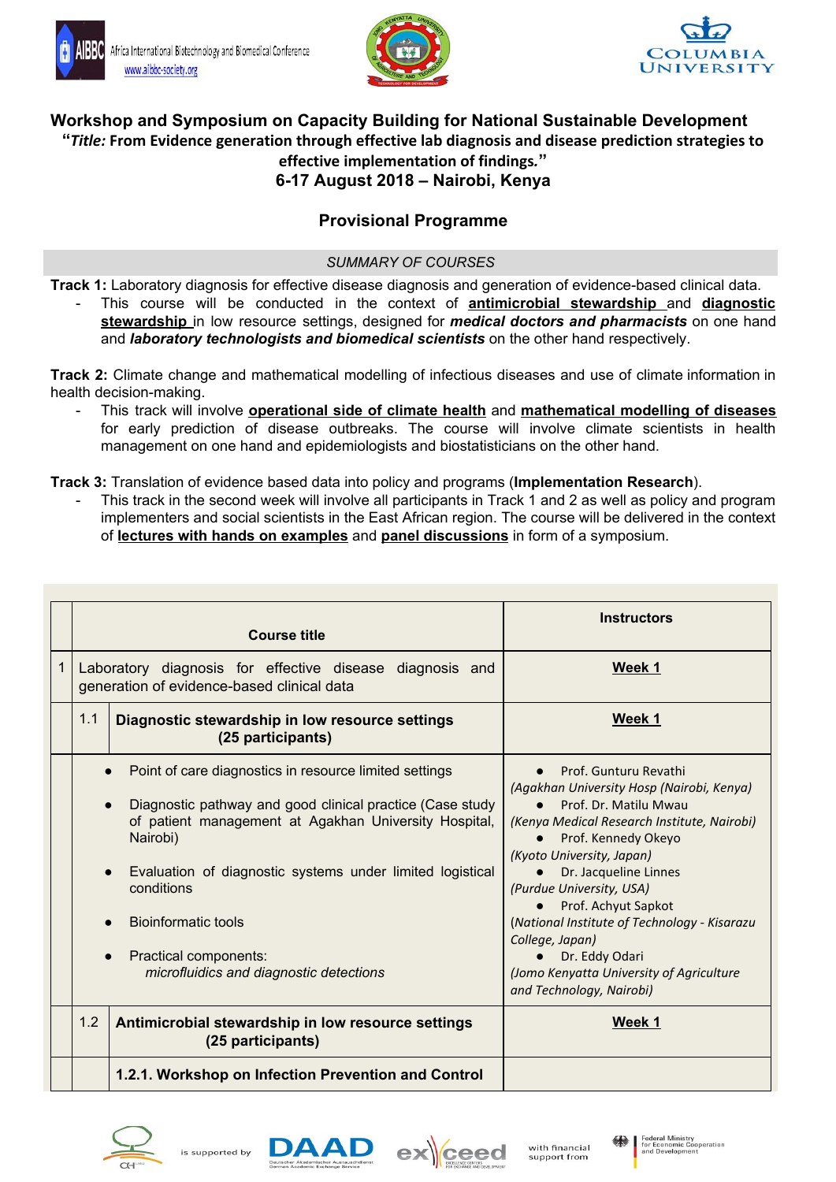Africa International Biotechnology and Biomedical Conference
www.aibbc-society.org

# Workshop and Symposium on Capacity Building for National Sustainable Development

## "*Title:* From Evidence generation through effective lab diagnosis and disease prediction strategies to effective implementation of findings."

## 6-17 August 2018 – Nairobi, Kenya

## Provisional Programme

*SUMMARY OF COURSES*

**Track 1:** Laboratory diagnosis for effective disease diagnosis and generation of evidence-based clinical data.

- This course will be conducted in the context of **antimicrobial stewardship** and **diagnostic stewardship** in low resource settings, designed for ***medical doctors and pharmacists*** on one hand and ***laboratory technologists and biomedical scientists*** on the other hand respectively.

**Track 2:** Climate change and mathematical modelling of infectious diseases and use of climate information in health decision-making.

- This track will involve **operational side of climate health** and **mathematical modelling of diseases** for early prediction of disease outbreaks. The course will involve climate scientists in health management on one hand and epidemiologists and biostatisticians on the other hand.

**Track 3:** Translation of evidence based data into policy and programs (**Implementation Research**).

- This track in the second week will involve all participants in Track 1 and 2 as well as policy and program implementers and social scientists in the East African region. The course will be delivered in the context of **lectures with hands on examples** and **panel discussions** in form of a symposium.

| | | Course title | Instructors |
|---|---|---|---|
| 1 | Laboratory diagnosis for effective disease diagnosis and generation of evidence-based clinical data | | **Week 1** |
| | 1.1 | **Diagnostic stewardship in low resource settings (25 participants)** | **Week 1** |
| | | • Point of care diagnostics in resource limited settings<br>• Diagnostic pathway and good clinical practice (Case study of patient management at Agakhan University Hospital, Nairobi)<br>• Evaluation of diagnostic systems under limited logistical conditions<br>• Bioinformatic tools<br>• Practical components: *microfluidics and diagnostic detections* | • Prof. Gunturu Revathi *(Agakhan University Hosp (Nairobi, Kenya)*<br>• Prof. Dr. Matilu Mwau *(Kenya Medical Research Institute, Nairobi)*<br>• Prof. Kennedy Okeyo *(Kyoto University, Japan)*<br>• Dr. Jacqueline Linnes *(Purdue University, USA)*<br>• Prof. Achyut Sapkot *(National Institute of Technology - Kisarazu College, Japan)*<br>• Dr. Eddy Odari *(Jomo Kenyatta University of Agriculture and Technology, Nairobi)* |
| | 1.2 | **Antimicrobial stewardship in low resource settings (25 participants)** | **Week 1** |
| | | **1.2.1. Workshop on Infection Prevention and Control** | |

is supported by DAAD exceed with financial support from Federal Ministry for Economic Cooperation and Development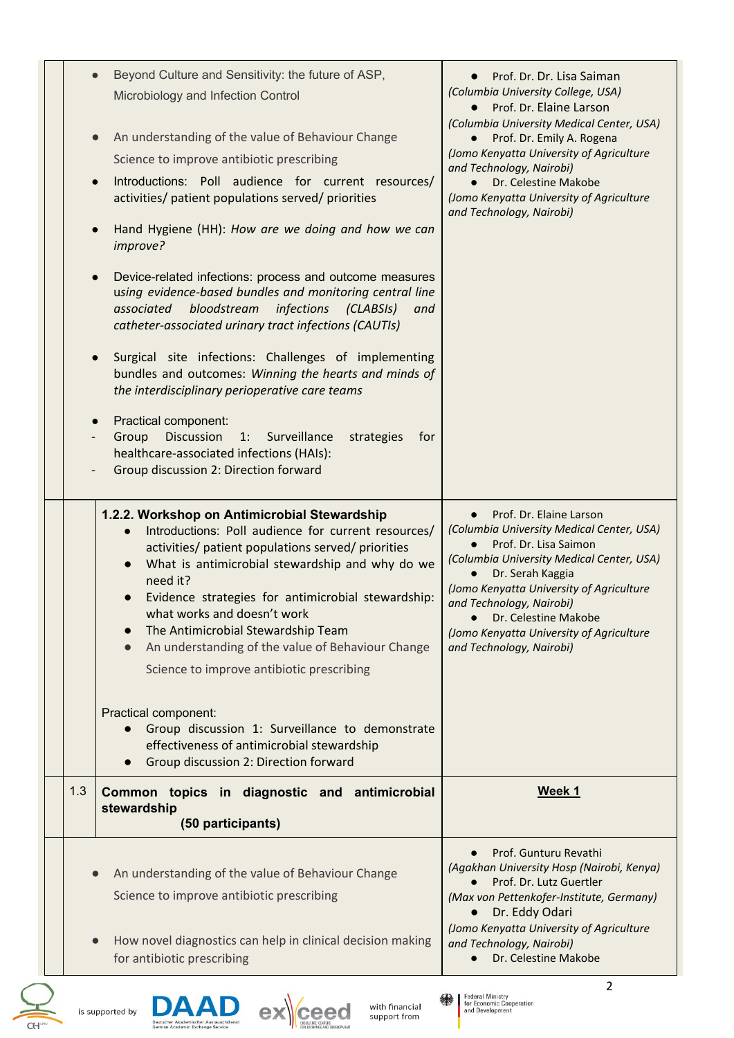| | | | |
|---|---|---|---|
| | | <ul><li>Beyond Culture and Sensitivity: the future of ASP, Microbiology and Infection Control</li><li>An understanding of the value of Behaviour Change Science to improve antibiotic prescribing</li><li>Introductions: Poll audience for current resources/ activities/ patient populations served/ priorities</li><li>Hand Hygiene (HH): *How are we doing and how we can improve?*</li><li>Device-related infections: process and outcome measures u*sing evidence-based bundles and monitoring central line associated bloodstream infections (CLABSIs) and catheter-associated urinary tract infections (CAUTIs)*</li><li>Surgical site infections: Challenges of implementing bundles and outcomes: *Winning the hearts and minds of the interdisciplinary perioperative care teams*</li><li>Practical component:</li></ul>- Group Discussion 1: Surveillance strategies for healthcare-associated infections (HAIs):<br>- Group discussion 2: Direction forward | <ul><li>Prof. Dr. Dr. Lisa Saiman *(Columbia University College, USA)*</li><li>Prof. Dr. Elaine Larson *(Columbia University Medical Center, USA)*</li><li>Prof. Dr. Emily A. Rogena *(Jomo Kenyatta University of Agriculture and Technology, Nairobi)*</li><li>Dr. Celestine Makobe *(Jomo Kenyatta University of Agriculture and Technology, Nairobi)*</li></ul> |
| | | **1.2.2. Workshop on Antimicrobial Stewardship**<ul><li>Introductions: Poll audience for current resources/ activities/ patient populations served/ priorities</li><li>What is antimicrobial stewardship and why do we need it?</li><li>Evidence strategies for antimicrobial stewardship: what works and doesn't work</li><li>The Antimicrobial Stewardship Team</li><li>An understanding of the value of Behaviour Change Science to improve antibiotic prescribing</li></ul>Practical component:<ul><li>Group discussion 1: Surveillance to demonstrate effectiveness of antimicrobial stewardship</li><li>Group discussion 2: Direction forward</li></ul> | <ul><li>Prof. Dr. Elaine Larson *(Columbia University Medical Center, USA)*</li><li>Prof. Dr. Lisa Saimon *(Columbia University Medical Center, USA)*</li><li>Dr. Serah Kaggia *(Jomo Kenyatta University of Agriculture and Technology, Nairobi)*</li><li>Dr. Celestine Makobe *(Jomo Kenyatta University of Agriculture and Technology, Nairobi)*</li></ul> |
| | 1.3 | **Common topics in diagnostic and antimicrobial stewardship (50 participants)** | **Week 1** |
| | | <ul><li>An understanding of the value of Behaviour Change Science to improve antibiotic prescribing</li><li>How novel diagnostics can help in clinical decision making for antibiotic prescribing</li></ul> | <ul><li>Prof. Gunturu Revathi *(Agakhan University Hosp (Nairobi, Kenya)*</li><li>Prof. Dr. Lutz Guertler *(Max von Pettenkofer-Institute, Germany)*</li><li>Dr. Eddy Odari *(Jomo Kenyatta University of Agriculture and Technology, Nairobi)*</li><li>Dr. Celestine Makobe</li></ul> |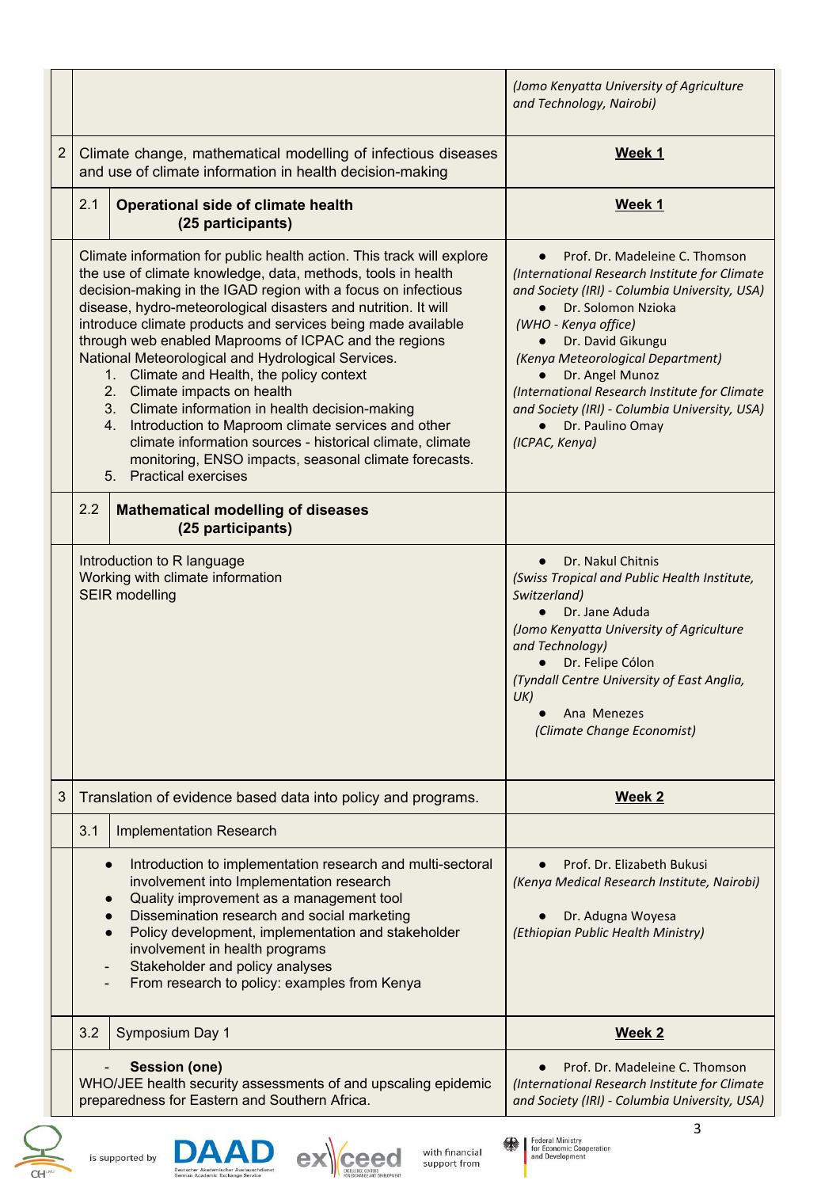| | | |
|---|---|---|
| | | *(Jomo Kenyatta University of Agriculture and Technology, Nairobi)* |
| 2 | Climate change, mathematical modelling of infectious diseases and use of climate information in health decision-making | **Week 1** |
| | 2.1 **Operational side of climate health (25 participants)** | **Week 1** |
| | Climate information for public health action. This track will explore the use of climate knowledge, data, methods, tools in health decision-making in the IGAD region with a focus on infectious disease, hydro-meteorological disasters and nutrition. It will introduce climate products and services being made available through web enabled Maprooms of ICPAC and the regions National Meteorological and Hydrological Services.<br>1. Climate and Health, the policy context<br>2. Climate impacts on health<br>3. Climate information in health decision-making<br>4. Introduction to Maproom climate services and other climate information sources - historical climate, climate monitoring, ENSO impacts, seasonal climate forecasts.<br>5. Practical exercises | • Prof. Dr. Madeleine C. Thomson *(International Research Institute for Climate and Society (IRI) - Columbia University, USA)*<br>• Dr. Solomon Nzioka *(WHO - Kenya office)*<br>• Dr. David Gikungu *(Kenya Meteorological Department)*<br>• Dr. Angel Munoz *(International Research Institute for Climate and Society (IRI) - Columbia University, USA)*<br>• Dr. Paulino Omay *(ICPAC, Kenya)* |
| | 2.2 **Mathematical modelling of diseases (25 participants)** | |
| | Introduction to R language<br>Working with climate information<br>SEIR modelling | • Dr. Nakul Chitnis *(Swiss Tropical and Public Health Institute, Switzerland)*<br>• Dr. Jane Aduda *(Jomo Kenyatta University of Agriculture and Technology)*<br>• Dr. Felipe Cólon *(Tyndall Centre University of East Anglia, UK)*<br>• Ana Menezes *(Climate Change Economist)* |
| 3 | Translation of evidence based data into policy and programs. | **Week 2** |
| | 3.1 Implementation Research | |
| | • Introduction to implementation research and multi-sectoral involvement into Implementation research<br>• Quality improvement as a management tool<br>• Dissemination research and social marketing<br>• Policy development, implementation and stakeholder involvement in health programs<br>- Stakeholder and policy analyses<br>- From research to policy: examples from Kenya | • Prof. Dr. Elizabeth Bukusi *(Kenya Medical Research Institute, Nairobi)*<br>• Dr. Adugna Woyesa *(Ethiopian Public Health Ministry)* |
| | 3.2 Symposium Day 1 | **Week 2** |
| | - **Session (one)**<br>WHO/JEE health security assessments of and upscaling epidemic preparedness for Eastern and Southern Africa. | • Prof. Dr. Madeleine C. Thomson *(International Research Institute for Climate and Society (IRI) - Columbia University, USA)* |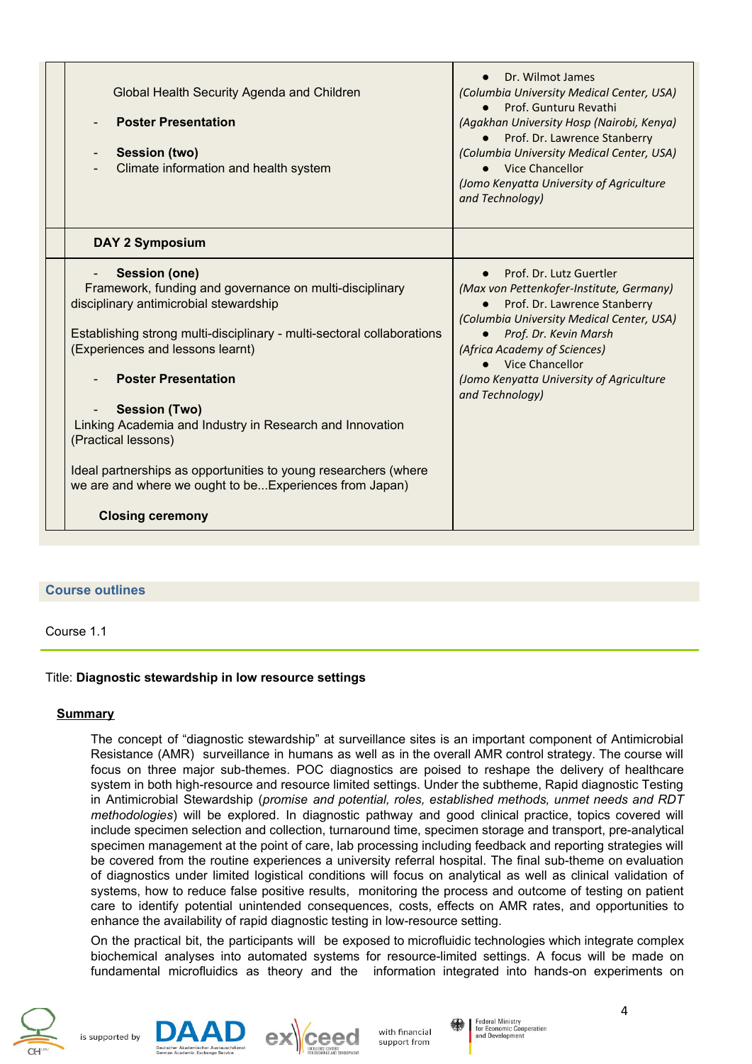| | | |
|---|---|---|
| | Global Health Security Agenda and Children<br>- **Poster Presentation**<br>- **Session (two)**<br>- Climate information and health system | ● Dr. Wilmot James<br>*(Columbia University Medical Center, USA)*<br>● Prof. Gunturu Revathi<br>*(Agakhan University Hosp (Nairobi, Kenya)*<br>● Prof. Dr. Lawrence Stanberry<br>*(Columbia University Medical Center, USA)*<br>● Vice Chancellor<br>*(Jomo Kenyatta University of Agriculture and Technology)* |
| | **DAY 2 Symposium** | |
| | - **Session (one)**<br>Framework, funding and governance on multi-disciplinary disciplinary antimicrobial stewardship<br><br>Establishing strong multi-disciplinary - multi-sectoral collaborations (Experiences and lessons learnt)<br><br>- **Poster Presentation**<br><br>- **Session (Two)**<br>Linking Academia and Industry in Research and Innovation (Practical lessons)<br><br>Ideal partnerships as opportunities to young researchers (where we are and where we ought to be...Experiences from Japan)<br><br>**Closing ceremony** | ● Prof. Dr. Lutz Guertler<br>*(Max von Pettenkofer-Institute, Germany)*<br>● Prof. Dr. Lawrence Stanberry<br>*(Columbia University Medical Center, USA)*<br>● *Prof. Dr. Kevin Marsh*<br>*(Africa Academy of Sciences)*<br>● Vice Chancellor<br>*(Jomo Kenyatta University of Agriculture and Technology)* |

## Course outlines

Course 1.1

Title: **Diagnostic stewardship in low resource settings**

**Summary**

The concept of "diagnostic stewardship" at surveillance sites is an important component of Antimicrobial Resistance (AMR) surveillance in humans as well as in the overall AMR control strategy. The course will focus on three major sub-themes. POC diagnostics are poised to reshape the delivery of healthcare system in both high-resource and resource limited settings. Under the subtheme, Rapid diagnostic Testing in Antimicrobial Stewardship (*promise and potential, roles, established methods, unmet needs and RDT methodologies*) will be explored. In diagnostic pathway and good clinical practice, topics covered will include specimen selection and collection, turnaround time, specimen storage and transport, pre-analytical specimen management at the point of care, lab processing including feedback and reporting strategies will be covered from the routine experiences a university referral hospital. The final sub-theme on evaluation of diagnostics under limited logistical conditions will focus on analytical as well as clinical validation of systems, how to reduce false positive results, monitoring the process and outcome of testing on patient care to identify potential unintended consequences, costs, effects on AMR rates, and opportunities to enhance the availability of rapid diagnostic testing in low-resource setting.

On the practical bit, the participants will be exposed to microfluidic technologies which integrate complex biochemical analyses into automated systems for resource-limited settings. A focus will be made on fundamental microfluidics as theory and the information integrated into hands-on experiments on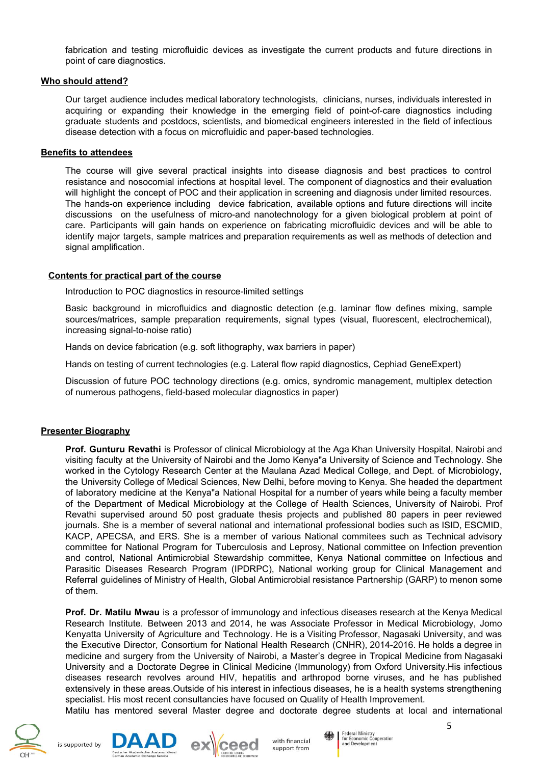fabrication and testing microfluidic devices as investigate the current products and future directions in point of care diagnostics.

## Who should attend?

Our target audience includes medical laboratory technologists, clinicians, nurses, individuals interested in acquiring or expanding their knowledge in the emerging field of point-of-care diagnostics including graduate students and postdocs, scientists, and biomedical engineers interested in the field of infectious disease detection with a focus on microfluidic and paper-based technologies.

## Benefits to attendees

The course will give several practical insights into disease diagnosis and best practices to control resistance and nosocomial infections at hospital level. The component of diagnostics and their evaluation will highlight the concept of POC and their application in screening and diagnosis under limited resources. The hands-on experience including device fabrication, available options and future directions will incite discussions on the usefulness of micro-and nanotechnology for a given biological problem at point of care. Participants will gain hands on experience on fabricating microfluidic devices and will be able to identify major targets, sample matrices and preparation requirements as well as methods of detection and signal amplification.

## Contents for practical part of the course

Introduction to POC diagnostics in resource-limited settings

Basic background in microfluidics and diagnostic detection (e.g. laminar flow defines mixing, sample sources/matrices, sample preparation requirements, signal types (visual, fluorescent, electrochemical), increasing signal-to-noise ratio)

Hands on device fabrication (e.g. soft lithography, wax barriers in paper)

Hands on testing of current technologies (e.g. Lateral flow rapid diagnostics, Cephiad GeneExpert)

Discussion of future POC technology directions (e.g. omics, syndromic management, multiplex detection of numerous pathogens, field-based molecular diagnostics in paper)

## Presenter Biography

**Prof. Gunturu Revathi** is Professor of clinical Microbiology at the Aga Khan University Hospital, Nairobi and visiting faculty at the University of Nairobi and the Jomo Kenya"a University of Science and Technology. She worked in the Cytology Research Center at the Maulana Azad Medical College, and Dept. of Microbiology, the University College of Medical Sciences, New Delhi, before moving to Kenya. She headed the department of laboratory medicine at the Kenya"a National Hospital for a number of years while being a faculty member of the Department of Medical Microbiology at the College of Health Sciences, University of Nairobi. Prof Revathi supervised around 50 post graduate thesis projects and published 80 papers in peer reviewed journals. She is a member of several national and international professional bodies such as ISID, ESCMID, KACP, APECSA, and ERS. She is a member of various National commitees such as Technical advisory committee for National Program for Tuberculosis and Leprosy, National committee on Infection prevention and control, National Antimicrobial Stewardship committee, Kenya National committee on Infectious and Parasitic Diseases Research Program (IPDRPC), National working group for Clinical Management and Referral guidelines of Ministry of Health, Global Antimicrobial resistance Partnership (GARP) to menon some of them.

**Prof. Dr. Matilu Mwau** is a professor of immunology and infectious diseases research at the Kenya Medical Research Institute. Between 2013 and 2014, he was Associate Professor in Medical Microbiology, Jomo Kenyatta University of Agriculture and Technology. He is a Visiting Professor, Nagasaki University, and was the Executive Director, Consortium for National Health Research (CNHR), 2014-2016. He holds a degree in medicine and surgery from the University of Nairobi, a Master's degree in Tropical Medicine from Nagasaki University and a Doctorate Degree in Clinical Medicine (Immunology) from Oxford University.His infectious diseases research revolves around HIV, hepatitis and arthropod borne viruses, and he has published extensively in these areas.Outside of his interest in infectious diseases, he is a health systems strengthening specialist. His most recent consultancies have focused on Quality of Health Improvement.
Matilu has mentored several Master degree and doctorate degree students at local and international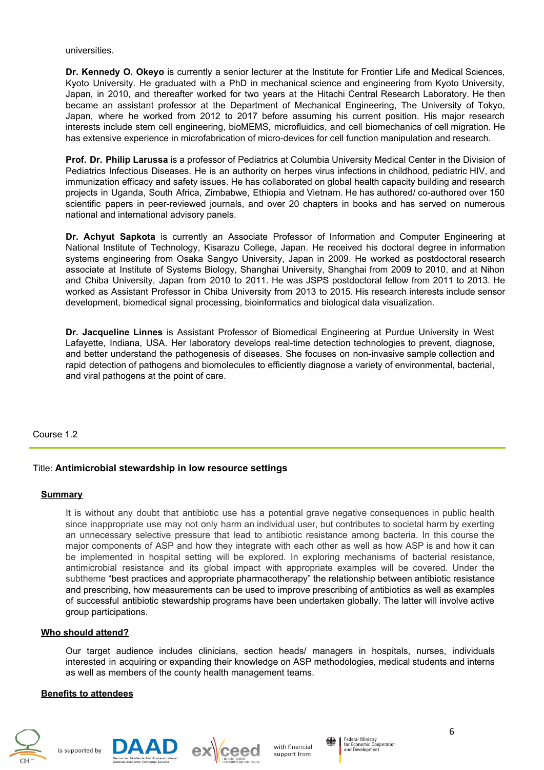universities.

**Dr. Kennedy O. Okeyo** is currently a senior lecturer at the Institute for Frontier Life and Medical Sciences, Kyoto University. He graduated with a PhD in mechanical science and engineering from Kyoto University, Japan, in 2010, and thereafter worked for two years at the Hitachi Central Research Laboratory. He then became an assistant professor at the Department of Mechanical Engineering, The University of Tokyo, Japan, where he worked from 2012 to 2017 before assuming his current position. His major research interests include stem cell engineering, bioMEMS, microfluidics, and cell biomechanics of cell migration. He has extensive experience in microfabrication of micro-devices for cell function manipulation and research.

**Prof. Dr. Philip Larussa** is a professor of Pediatrics at Columbia University Medical Center in the Division of Pediatrics Infectious Diseases. He is an authority on herpes virus infections in childhood, pediatric HIV, and immunization efficacy and safety issues. He has collaborated on global health capacity building and research projects in Uganda, South Africa, Zimbabwe, Ethiopia and Vietnam. He has authored/ co-authored over 150 scientific papers in peer-reviewed journals, and over 20 chapters in books and has served on numerous national and international advisory panels.

**Dr. Achyut Sapkota** is currently an Associate Professor of Information and Computer Engineering at National Institute of Technology, Kisarazu College, Japan. He received his doctoral degree in information systems engineering from Osaka Sangyo University, Japan in 2009. He worked as postdoctoral research associate at Institute of Systems Biology, Shanghai University, Shanghai from 2009 to 2010, and at Nihon and Chiba University, Japan from 2010 to 2011. He was JSPS postdoctoral fellow from 2011 to 2013. He worked as Assistant Professor in Chiba University from 2013 to 2015. His research interests include sensor development, biomedical signal processing, bioinformatics and biological data visualization.

**Dr. Jacqueline Linnes** is Assistant Professor of Biomedical Engineering at Purdue University in West Lafayette, Indiana, USA. Her laboratory develops real-time detection technologies to prevent, diagnose, and better understand the pathogenesis of diseases. She focuses on non-invasive sample collection and rapid detection of pathogens and biomolecules to efficiently diagnose a variety of environmental, bacterial, and viral pathogens at the point of care.

Course 1.2

---

Title: **Antimicrobial stewardship in low resource settings**

**Summary**

It is without any doubt that antibiotic use has a potential grave negative consequences in public health since inappropriate use may not only harm an individual user, but contributes to societal harm by exerting an unnecessary selective pressure that lead to antibiotic resistance among bacteria. In this course the major components of ASP and how they integrate with each other as well as how ASP is and how it can be implemented in hospital setting will be explored. In exploring mechanisms of bacterial resistance, antimicrobial resistance and its global impact with appropriate examples will be covered. Under the subtheme "best practices and appropriate pharmacotherapy" the relationship between antibiotic resistance and prescribing, how measurements can be used to improve prescribing of antibiotics as well as examples of successful antibiotic stewardship programs have been undertaken globally. The latter will involve active group participations.

**Who should attend?**

Our target audience includes clinicians, section heads/ managers in hospitals, nurses, individuals interested in acquiring or expanding their knowledge on ASP methodologies, medical students and interns as well as members of the county health management teams.

**Benefits to attendees**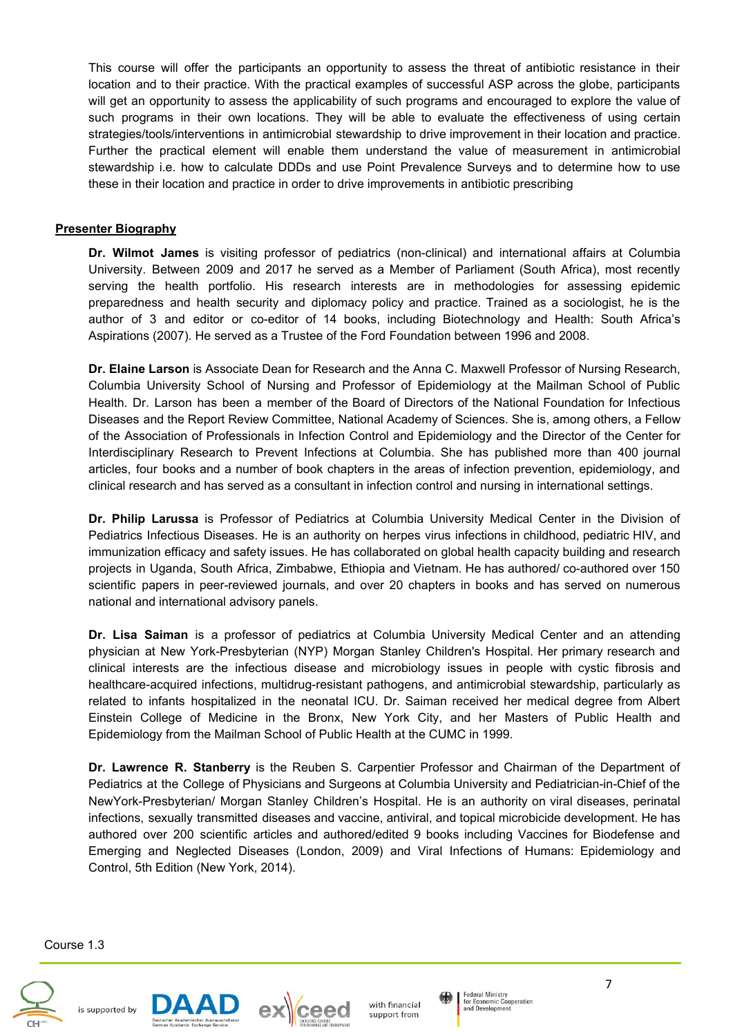This course will offer the participants an opportunity to assess the threat of antibiotic resistance in their location and to their practice. With the practical examples of successful ASP across the globe, participants will get an opportunity to assess the applicability of such programs and encouraged to explore the value of such programs in their own locations. They will be able to evaluate the effectiveness of using certain strategies/tools/interventions in antimicrobial stewardship to drive improvement in their location and practice. Further the practical element will enable them understand the value of measurement in antimicrobial stewardship i.e. how to calculate DDDs and use Point Prevalence Surveys and to determine how to use these in their location and practice in order to drive improvements in antibiotic prescribing

**Presenter Biography**

**Dr. Wilmot James** is visiting professor of pediatrics (non-clinical) and international affairs at Columbia University. Between 2009 and 2017 he served as a Member of Parliament (South Africa), most recently serving the health portfolio. His research interests are in methodologies for assessing epidemic preparedness and health security and diplomacy policy and practice. Trained as a sociologist, he is the author of 3 and editor or co-editor of 14 books, including Biotechnology and Health: South Africa's Aspirations (2007). He served as a Trustee of the Ford Foundation between 1996 and 2008.

**Dr. Elaine Larson** is Associate Dean for Research and the Anna C. Maxwell Professor of Nursing Research, Columbia University School of Nursing and Professor of Epidemiology at the Mailman School of Public Health. Dr. Larson has been a member of the Board of Directors of the National Foundation for Infectious Diseases and the Report Review Committee, National Academy of Sciences. She is, among others, a Fellow of the Association of Professionals in Infection Control and Epidemiology and the Director of the Center for Interdisciplinary Research to Prevent Infections at Columbia. She has published more than 400 journal articles, four books and a number of book chapters in the areas of infection prevention, epidemiology, and clinical research and has served as a consultant in infection control and nursing in international settings.

**Dr. Philip Larussa** is Professor of Pediatrics at Columbia University Medical Center in the Division of Pediatrics Infectious Diseases. He is an authority on herpes virus infections in childhood, pediatric HIV, and immunization efficacy and safety issues. He has collaborated on global health capacity building and research projects in Uganda, South Africa, Zimbabwe, Ethiopia and Vietnam. He has authored/ co-authored over 150 scientific papers in peer-reviewed journals, and over 20 chapters in books and has served on numerous national and international advisory panels.

**Dr. Lisa Saiman** is a professor of pediatrics at Columbia University Medical Center and an attending physician at New York-Presbyterian (NYP) Morgan Stanley Children's Hospital. Her primary research and clinical interests are the infectious disease and microbiology issues in people with cystic fibrosis and healthcare-acquired infections, multidrug-resistant pathogens, and antimicrobial stewardship, particularly as related to infants hospitalized in the neonatal ICU. Dr. Saiman received her medical degree from Albert Einstein College of Medicine in the Bronx, New York City, and her Masters of Public Health and Epidemiology from the Mailman School of Public Health at the CUMC in 1999.

**Dr. Lawrence R. Stanberry** is the Reuben S. Carpentier Professor and Chairman of the Department of Pediatrics at the College of Physicians and Surgeons at Columbia University and Pediatrician-in-Chief of the NewYork-Presbyterian/ Morgan Stanley Children's Hospital. He is an authority on viral diseases, perinatal infections, sexually transmitted diseases and vaccine, antiviral, and topical microbicide development. He has authored over 200 scientific articles and authored/edited 9 books including Vaccines for Biodefense and Emerging and Neglected Diseases (London, 2009) and Viral Infections of Humans: Epidemiology and Control, 5th Edition (New York, 2014).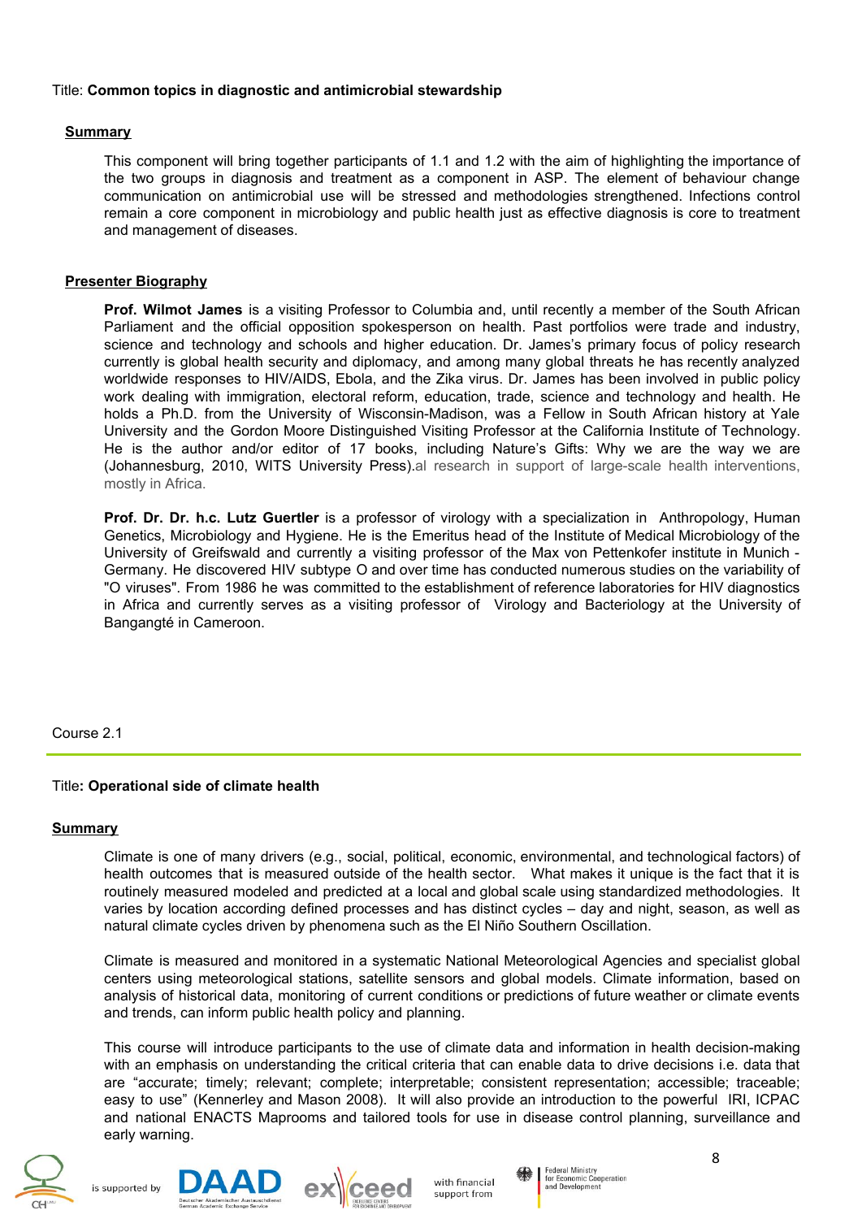Title: **Common topics in diagnostic and antimicrobial stewardship**

**Summary**

This component will bring together participants of 1.1 and 1.2 with the aim of highlighting the importance of the two groups in diagnosis and treatment as a component in ASP. The element of behaviour change communication on antimicrobial use will be stressed and methodologies strengthened. Infections control remain a core component in microbiology and public health just as effective diagnosis is core to treatment and management of diseases.

**Presenter Biography**

**Prof. Wilmot James** is a visiting Professor to Columbia and, until recently a member of the South African Parliament and the official opposition spokesperson on health. Past portfolios were trade and industry, science and technology and schools and higher education. Dr. James's primary focus of policy research currently is global health security and diplomacy, and among many global threats he has recently analyzed worldwide responses to HIV/AIDS, Ebola, and the Zika virus. Dr. James has been involved in public policy work dealing with immigration, electoral reform, education, trade, science and technology and health. He holds a Ph.D. from the University of Wisconsin-Madison, was a Fellow in South African history at Yale University and the Gordon Moore Distinguished Visiting Professor at the California Institute of Technology. He is the author and/or editor of 17 books, including Nature's Gifts: Why we are the way we are (Johannesburg, 2010, WITS University Press).al research in support of large-scale health interventions, mostly in Africa.

**Prof. Dr. Dr. h.c. Lutz Guertler** is a professor of virology with a specialization in Anthropology, Human Genetics, Microbiology and Hygiene. He is the Emeritus head of the Institute of Medical Microbiology of the University of Greifswald and currently a visiting professor of the Max von Pettenkofer institute in Munich - Germany. He discovered HIV subtype O and over time has conducted numerous studies on the variability of "O viruses". From 1986 he was committed to the establishment of reference laboratories for HIV diagnostics in Africa and currently serves as a visiting professor of Virology and Bacteriology at the University of Bangangté in Cameroon.

Course 2.1

Title**: Operational side of climate health**

**Summary**

Climate is one of many drivers (e.g., social, political, economic, environmental, and technological factors) of health outcomes that is measured outside of the health sector. What makes it unique is the fact that it is routinely measured modeled and predicted at a local and global scale using standardized methodologies. It varies by location according defined processes and has distinct cycles – day and night, season, as well as natural climate cycles driven by phenomena such as the El Niño Southern Oscillation.

Climate is measured and monitored in a systematic National Meteorological Agencies and specialist global centers using meteorological stations, satellite sensors and global models. Climate information, based on analysis of historical data, monitoring of current conditions or predictions of future weather or climate events and trends, can inform public health policy and planning.

This course will introduce participants to the use of climate data and information in health decision-making with an emphasis on understanding the critical criteria that can enable data to drive decisions i.e. data that are "accurate; timely; relevant; complete; interpretable; consistent representation; accessible; traceable; easy to use" (Kennerley and Mason 2008). It will also provide an introduction to the powerful IRI, ICPAC and national ENACTS Maprooms and tailored tools for use in disease control planning, surveillance and early warning.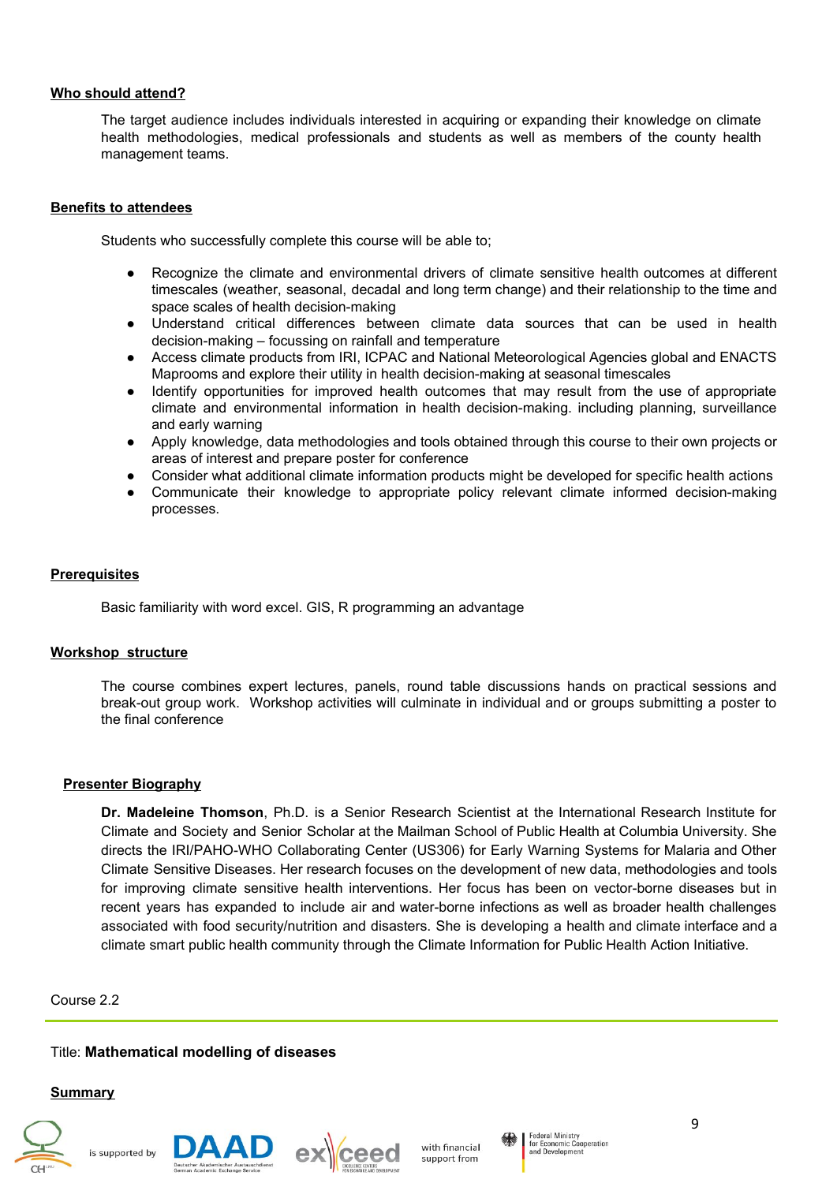**Who should attend?**

The target audience includes individuals interested in acquiring or expanding their knowledge on climate health methodologies, medical professionals and students as well as members of the county health management teams.

**Benefits to attendees**

Students who successfully complete this course will be able to;

- Recognize the climate and environmental drivers of climate sensitive health outcomes at different timescales (weather, seasonal, decadal and long term change) and their relationship to the time and space scales of health decision-making
- Understand critical differences between climate data sources that can be used in health decision-making – focussing on rainfall and temperature
- Access climate products from IRI, ICPAC and National Meteorological Agencies global and ENACTS Maprooms and explore their utility in health decision-making at seasonal timescales
- Identify opportunities for improved health outcomes that may result from the use of appropriate climate and environmental information in health decision-making. including planning, surveillance and early warning
- Apply knowledge, data methodologies and tools obtained through this course to their own projects or areas of interest and prepare poster for conference
- Consider what additional climate information products might be developed for specific health actions
- Communicate their knowledge to appropriate policy relevant climate informed decision-making processes.

**Prerequisites**

Basic familiarity with word excel. GIS, R programming an advantage

**Workshop structure**

The course combines expert lectures, panels, round table discussions hands on practical sessions and break-out group work. Workshop activities will culminate in individual and or groups submitting a poster to the final conference

**Presenter Biography**

**Dr. Madeleine Thomson**, Ph.D. is a Senior Research Scientist at the International Research Institute for Climate and Society and Senior Scholar at the Mailman School of Public Health at Columbia University. She directs the IRI/PAHO-WHO Collaborating Center (US306) for Early Warning Systems for Malaria and Other Climate Sensitive Diseases. Her research focuses on the development of new data, methodologies and tools for improving climate sensitive health interventions. Her focus has been on vector-borne diseases but in recent years has expanded to include air and water-borne infections as well as broader health challenges associated with food security/nutrition and disasters. She is developing a health and climate interface and a climate smart public health community through the Climate Information for Public Health Action Initiative.

Course 2.2

---

Title: **Mathematical modelling of diseases**

**Summary**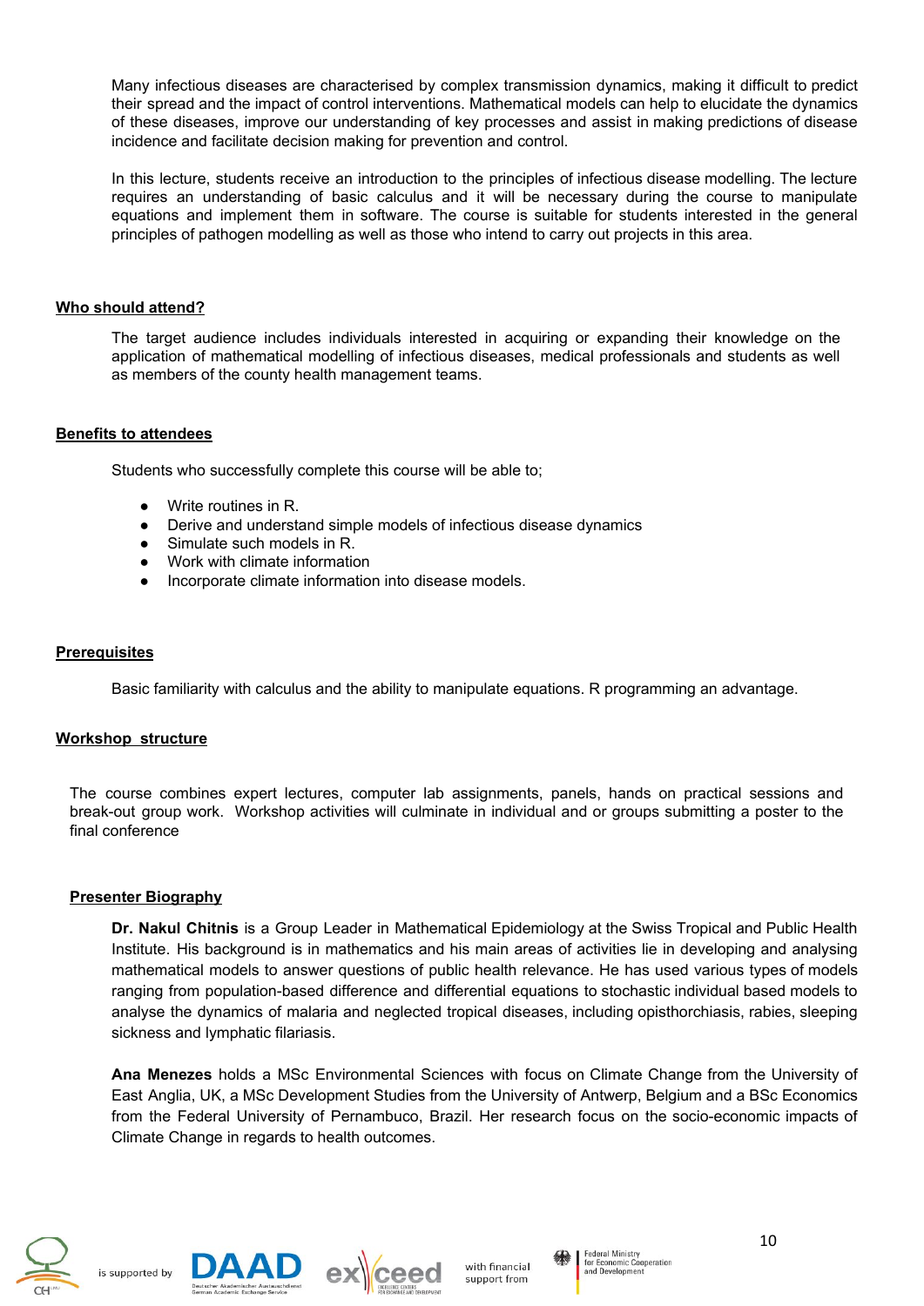Many infectious diseases are characterised by complex transmission dynamics, making it difficult to predict their spread and the impact of control interventions. Mathematical models can help to elucidate the dynamics of these diseases, improve our understanding of key processes and assist in making predictions of disease incidence and facilitate decision making for prevention and control.

In this lecture, students receive an introduction to the principles of infectious disease modelling. The lecture requires an understanding of basic calculus and it will be necessary during the course to manipulate equations and implement them in software. The course is suitable for students interested in the general principles of pathogen modelling as well as those who intend to carry out projects in this area.

## Who should attend?

The target audience includes individuals interested in acquiring or expanding their knowledge on the application of mathematical modelling of infectious diseases, medical professionals and students as well as members of the county health management teams.

## Benefits to attendees

Students who successfully complete this course will be able to;

- Write routines in R.
- Derive and understand simple models of infectious disease dynamics
- Simulate such models in R.
- Work with climate information
- Incorporate climate information into disease models.

## Prerequisites

Basic familiarity with calculus and the ability to manipulate equations. R programming an advantage.

## Workshop structure

The course combines expert lectures, computer lab assignments, panels, hands on practical sessions and break-out group work. Workshop activities will culminate in individual and or groups submitting a poster to the final conference

## Presenter Biography

**Dr. Nakul Chitnis** is a Group Leader in Mathematical Epidemiology at the Swiss Tropical and Public Health Institute. His background is in mathematics and his main areas of activities lie in developing and analysing mathematical models to answer questions of public health relevance. He has used various types of models ranging from population-based difference and differential equations to stochastic individual based models to analyse the dynamics of malaria and neglected tropical diseases, including opisthorchiasis, rabies, sleeping sickness and lymphatic filariasis.

**Ana Menezes** holds a MSc Environmental Sciences with focus on Climate Change from the University of East Anglia, UK, a MSc Development Studies from the University of Antwerp, Belgium and a BSc Economics from the Federal University of Pernambuco, Brazil. Her research focus on the socio-economic impacts of Climate Change in regards to health outcomes.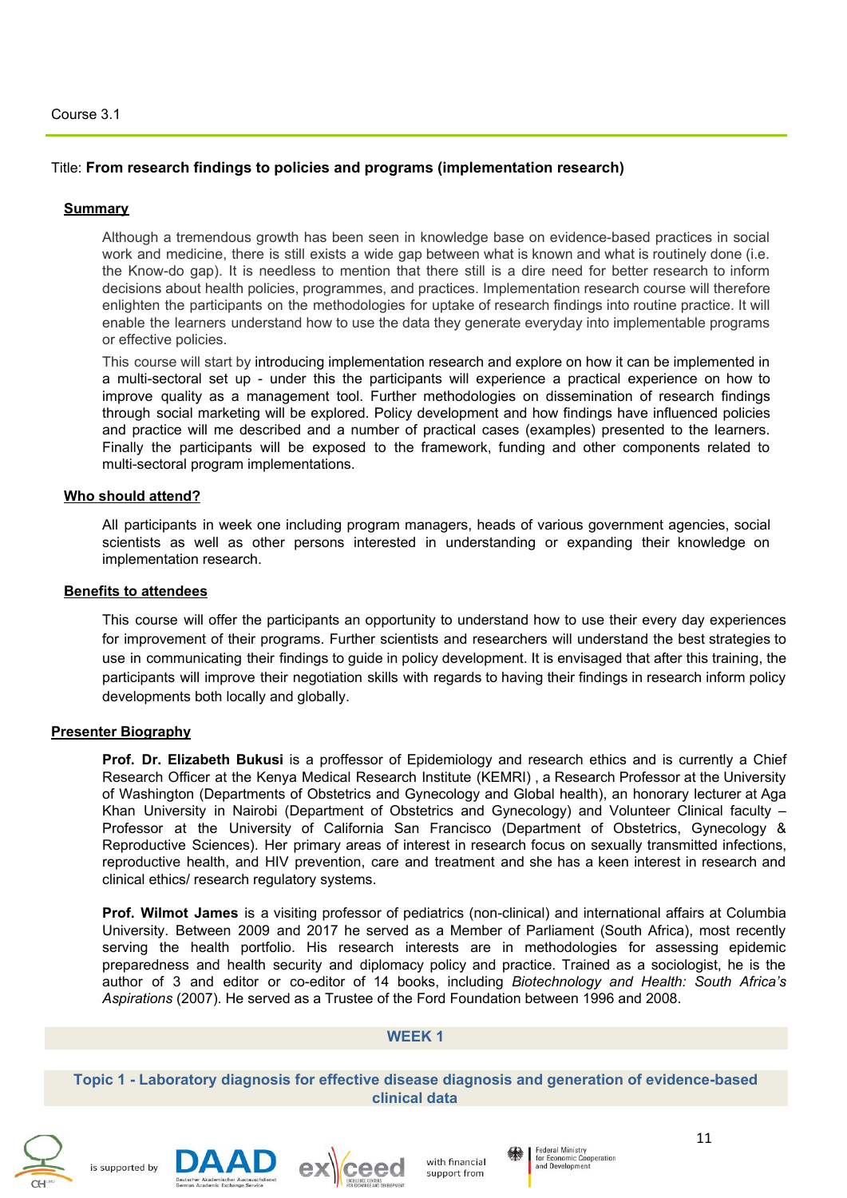Course 3.1

Title: **From research findings to policies and programs (implementation research)**

## Summary

Although a tremendous growth has been seen in knowledge base on evidence-based practices in social work and medicine, there is still exists a wide gap between what is known and what is routinely done (i.e. the Know-do gap). It is needless to mention that there still is a dire need for better research to inform decisions about health policies, programmes, and practices. Implementation research course will therefore enlighten the participants on the methodologies for uptake of research findings into routine practice. It will enable the learners understand how to use the data they generate everyday into implementable programs or effective policies.

This course will start by introducing implementation research and explore on how it can be implemented in a multi-sectoral set up - under this the participants will experience a practical experience on how to improve quality as a management tool. Further methodologies on dissemination of research findings through social marketing will be explored. Policy development and how findings have influenced policies and practice will me described and a number of practical cases (examples) presented to the learners. Finally the participants will be exposed to the framework, funding and other components related to multi-sectoral program implementations.

## Who should attend?

All participants in week one including program managers, heads of various government agencies, social scientists as well as other persons interested in understanding or expanding their knowledge on implementation research.

## Benefits to attendees

This course will offer the participants an opportunity to understand how to use their every day experiences for improvement of their programs. Further scientists and researchers will understand the best strategies to use in communicating their findings to guide in policy development. It is envisaged that after this training, the participants will improve their negotiation skills with regards to having their findings in research inform policy developments both locally and globally.

## Presenter Biography

**Prof. Dr. Elizabeth Bukusi** is a proffessor of Epidemiology and research ethics and is currently a Chief Research Officer at the Kenya Medical Research Institute (KEMRI) , a Research Professor at the University of Washington (Departments of Obstetrics and Gynecology and Global health), an honorary lecturer at Aga Khan University in Nairobi (Department of Obstetrics and Gynecology) and Volunteer Clinical faculty – Professor at the University of California San Francisco (Department of Obstetrics, Gynecology & Reproductive Sciences). Her primary areas of interest in research focus on sexually transmitted infections, reproductive health, and HIV prevention, care and treatment and she has a keen interest in research and clinical ethics/ research regulatory systems.

**Prof. Wilmot James** is a visiting professor of pediatrics (non-clinical) and international affairs at Columbia University. Between 2009 and 2017 he served as a Member of Parliament (South Africa), most recently serving the health portfolio. His research interests are in methodologies for assessing epidemic preparedness and health security and diplomacy policy and practice. Trained as a sociologist, he is the author of 3 and editor or co-editor of 14 books, including *Biotechnology and Health: South Africa's Aspirations* (2007). He served as a Trustee of the Ford Foundation between 1996 and 2008.

## WEEK 1

### Topic 1 - Laboratory diagnosis for effective disease diagnosis and generation of evidence-based clinical data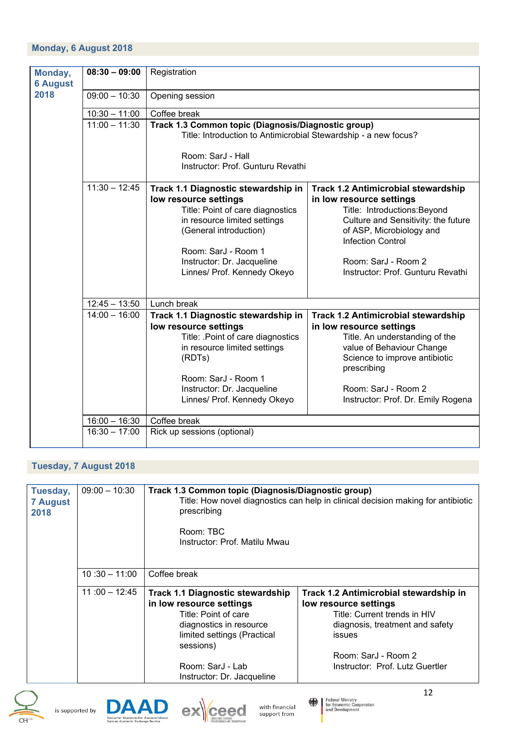## Monday, 6 August 2018

| | | | |
|---|---|---|---|
| **Monday, 6 August 2018** | **08:30 – 09:00** | Registration | |
| | 09:00 – 10:30 | Opening session | |
| | 10:30 – 11:00 | Coffee break | |
| | 11:00 – 11:30 | **Track 1.3 Common topic (Diagnosis/Diagnostic group)**<br>Title: Introduction to Antimicrobial Stewardship - a new focus?<br><br>Room: SarJ - Hall<br>Instructor: Prof. Gunturu Revathi | |
| | 11:30 – 12:45 | **Track 1.1 Diagnostic stewardship in low resource settings**<br>Title: Point of care diagnostics in resource limited settings (General introduction)<br><br>Room: SarJ - Room 1<br>Instructor: Dr. Jacqueline Linnes/ Prof. Kennedy Okeyo | **Track 1.2 Antimicrobial stewardship in low resource settings**<br>Title: Introductions:Beyond Culture and Sensitivity: the future of ASP, Microbiology and Infection Control<br><br>Room: SarJ - Room 2<br>Instructor: Prof. Gunturu Revathi |
| | 12:45 – 13:50 | Lunch break | |
| | 14:00 – 16:00 | **Track 1.1 Diagnostic stewardship in low resource settings**<br>Title: .Point of care diagnostics in resource limited settings (RDTs)<br><br>Room: SarJ - Room 1<br>Instructor: Dr. Jacqueline Linnes/ Prof. Kennedy Okeyo | **Track 1.2 Antimicrobial stewardship in low resource settings**<br>Title. An understanding of the value of Behaviour Change Science to improve antibiotic prescribing<br><br>Room: SarJ - Room 2<br>Instructor: Prof. Dr. Emily Rogena |
| | 16:00 – 16:30 | Coffee break | |
| | 16:30 – 17:00 | Rick up sessions (optional) | |

## Tuesday, 7 August 2018

| | | | |
|---|---|---|---|
| **Tuesday, 7 August 2018** | 09:00 – 10:30 | **Track 1.3 Common topic (Diagnosis/Diagnostic group)**<br>Title: How novel diagnostics can help in clinical decision making for antibiotic prescribing<br><br>Room: TBC<br>Instructor: Prof. Matilu Mwau | |
| | 10 :30 – 11:00 | Coffee break | |
| | 11 :00 – 12:45 | **Track 1.1 Diagnostic stewardship in low resource settings**<br>Title: Point of care diagnostics in resource limited settings (Practical sessions)<br><br>Room: SarJ - Lab<br>Instructor: Dr. Jacqueline | **Track 1.2 Antimicrobial stewardship in low resource settings**<br>Title: Current trends in HIV diagnosis, treatment and safety issues<br><br>Room: SarJ - Room 2<br>Instructor: Prof. Lutz Guertler |

is supported by DAAD exceed with financial support from Federal Ministry for Economic Cooperation and Development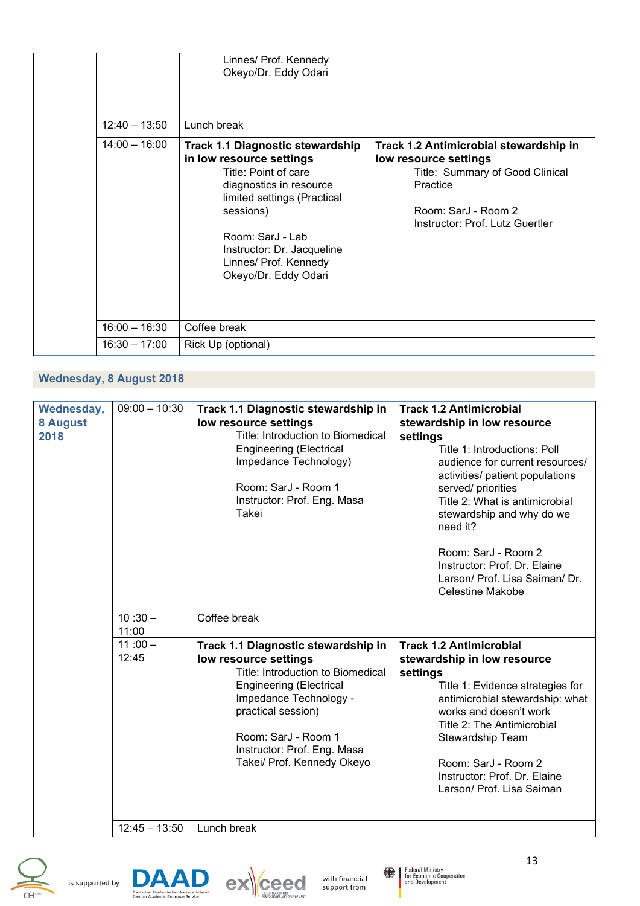|  |  | Linnes/ Prof. Kennedy Okeyo/Dr. Eddy Odari |  |
|---|---|---|---|
|  | 12:40 – 13:50 | Lunch break |  |
|  | 14:00 – 16:00 | **Track 1.1 Diagnostic stewardship in low resource settings**<br>Title: Point of care diagnostics in resource limited settings (Practical sessions)<br><br>Room: SarJ - Lab<br>Instructor: Dr. Jacqueline Linnes/ Prof. Kennedy Okeyo/Dr. Eddy Odari | **Track 1.2 Antimicrobial stewardship in low resource settings**<br>Title: Summary of Good Clinical Practice<br><br>Room: SarJ - Room 2<br>Instructor: Prof. Lutz Guertler |
|  | 16:00 – 16:30 | Coffee break |  |
|  | 16:30 – 17:00 | Rick Up (optional) |  |

## Wednesday, 8 August 2018

| **Wednesday, 8 August 2018** | 09:00 – 10:30 | **Track 1.1 Diagnostic stewardship in low resource settings**<br>Title: Introduction to Biomedical Engineering (Electrical Impedance Technology)<br><br>Room: SarJ - Room 1<br>Instructor: Prof. Eng. Masa Takei | **Track 1.2 Antimicrobial stewardship in low resource settings**<br>Title 1: Introductions: Poll audience for current resources/ activities/ patient populations served/ priorities<br>Title 2: What is antimicrobial stewardship and why do we need it?<br><br>Room: SarJ - Room 2<br>Instructor: Prof. Dr. Elaine Larson/ Prof. Lisa Saiman/ Dr. Celestine Makobe |
|---|---|---|---|
|  | 10 :30 – 11:00 | Coffee break |  |
|  | 11 :00 – 12:45 | **Track 1.1 Diagnostic stewardship in low resource settings**<br>Title: Introduction to Biomedical Engineering (Electrical Impedance Technology - practical session)<br><br>Room: SarJ - Room 1<br>Instructor: Prof. Eng. Masa Takei/ Prof. Kennedy Okeyo | **Track 1.2 Antimicrobial stewardship in low resource settings**<br>Title 1: Evidence strategies for antimicrobial stewardship: what works and doesn't work<br>Title 2: The Antimicrobial Stewardship Team<br><br>Room: SarJ - Room 2<br>Instructor: Prof. Dr. Elaine Larson/ Prof. Lisa Saiman |
|  | 12:45 – 13:50 | Lunch break |  |

is supported by DAAD Deutscher Akademischer Austauschdienst German Academic Exchange Service — exceed — with financial support from Federal Ministry for Economic Cooperation and Development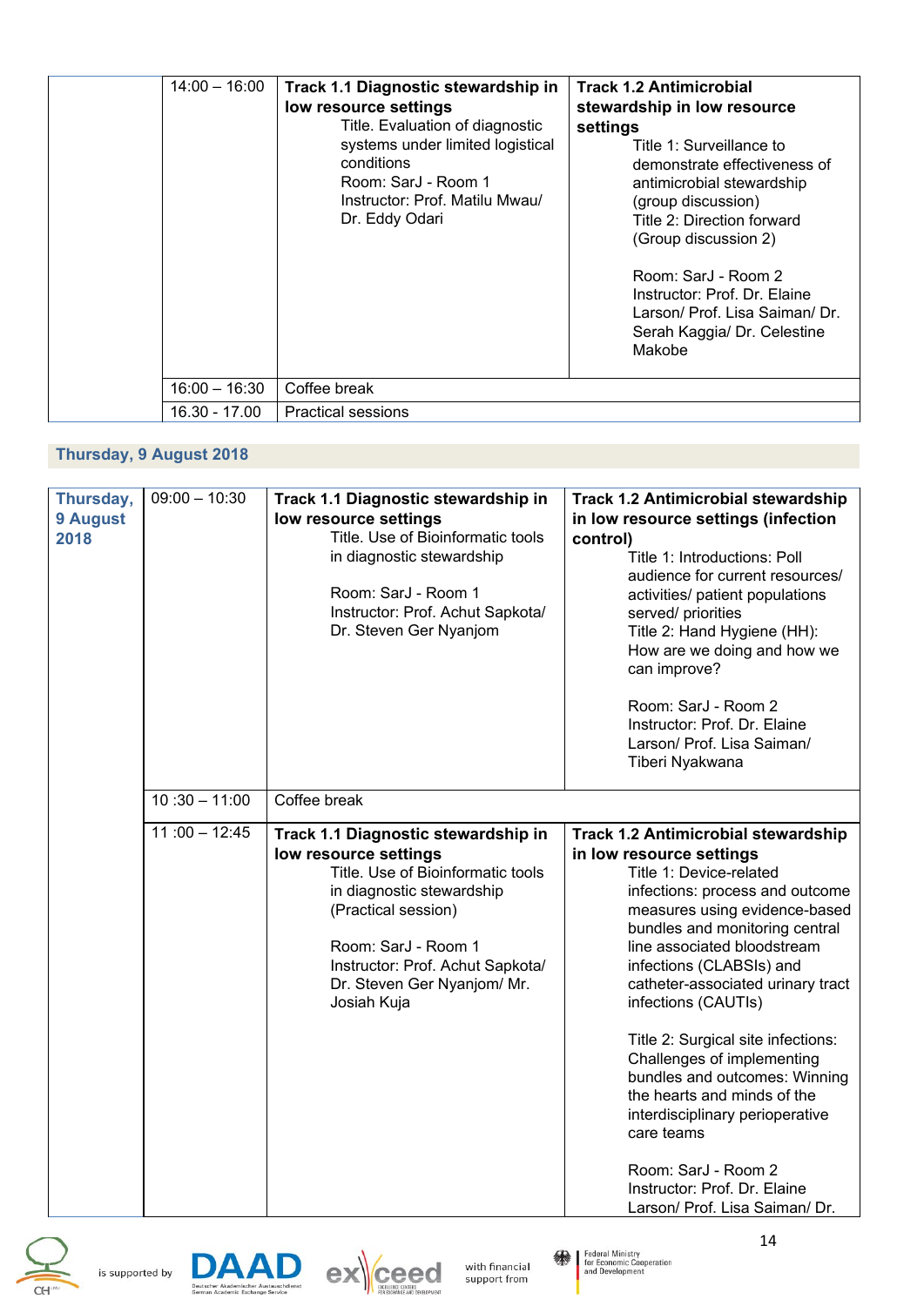| | | | |
|---|---|---|---|
| | 14:00 – 16:00 | **Track 1.1 Diagnostic stewardship in low resource settings**<br>Title. Evaluation of diagnostic systems under limited logistical conditions<br>Room: SarJ - Room 1<br>Instructor: Prof. Matilu Mwau/ Dr. Eddy Odari | **Track 1.2 Antimicrobial stewardship in low resource settings**<br>Title 1: Surveillance to demonstrate effectiveness of antimicrobial stewardship (group discussion)<br>Title 2: Direction forward (Group discussion 2)<br><br>Room: SarJ - Room 2<br>Instructor: Prof. Dr. Elaine Larson/ Prof. Lisa Saiman/ Dr. Serah Kaggia/ Dr. Celestine Makobe |
| | 16:00 – 16:30 | Coffee break | |
| | 16.30 - 17.00 | Practical sessions | |

## Thursday, 9 August 2018

| | | | |
|---|---|---|---|
| **Thursday, 9 August 2018** | 09:00 – 10:30 | **Track 1.1 Diagnostic stewardship in low resource settings**<br>Title. Use of Bioinformatic tools in diagnostic stewardship<br><br>Room: SarJ - Room 1<br>Instructor: Prof. Achut Sapkota/ Dr. Steven Ger Nyanjom | **Track 1.2 Antimicrobial stewardship in low resource settings (infection control)**<br>Title 1: Introductions: Poll audience for current resources/ activities/ patient populations served/ priorities<br>Title 2: Hand Hygiene (HH): How are we doing and how we can improve?<br><br>Room: SarJ - Room 2<br>Instructor: Prof. Dr. Elaine Larson/ Prof. Lisa Saiman/ Tiberi Nyakwana |
| | 10 :30 – 11:00 | Coffee break | |
| | 11 :00 – 12:45 | **Track 1.1 Diagnostic stewardship in low resource settings**<br>Title. Use of Bioinformatic tools in diagnostic stewardship (Practical session)<br><br>Room: SarJ - Room 1<br>Instructor: Prof. Achut Sapkota/ Dr. Steven Ger Nyanjom/ Mr. Josiah Kuja | **Track 1.2 Antimicrobial stewardship in low resource settings**<br>Title 1: Device-related infections: process and outcome measures using evidence-based bundles and monitoring central line associated bloodstream infections (CLABSIs) and catheter-associated urinary tract infections (CAUTIs)<br><br>Title 2: Surgical site infections: Challenges of implementing bundles and outcomes: Winning the hearts and minds of the interdisciplinary perioperative care teams<br><br>Room: SarJ - Room 2<br>Instructor: Prof. Dr. Elaine Larson/ Prof. Lisa Saiman/ Dr. |

is supported by DAAD Deutscher Akademischer Austauschdienst German Academic Exchange Service exceed with financial support from Federal Ministry for Economic Cooperation and Development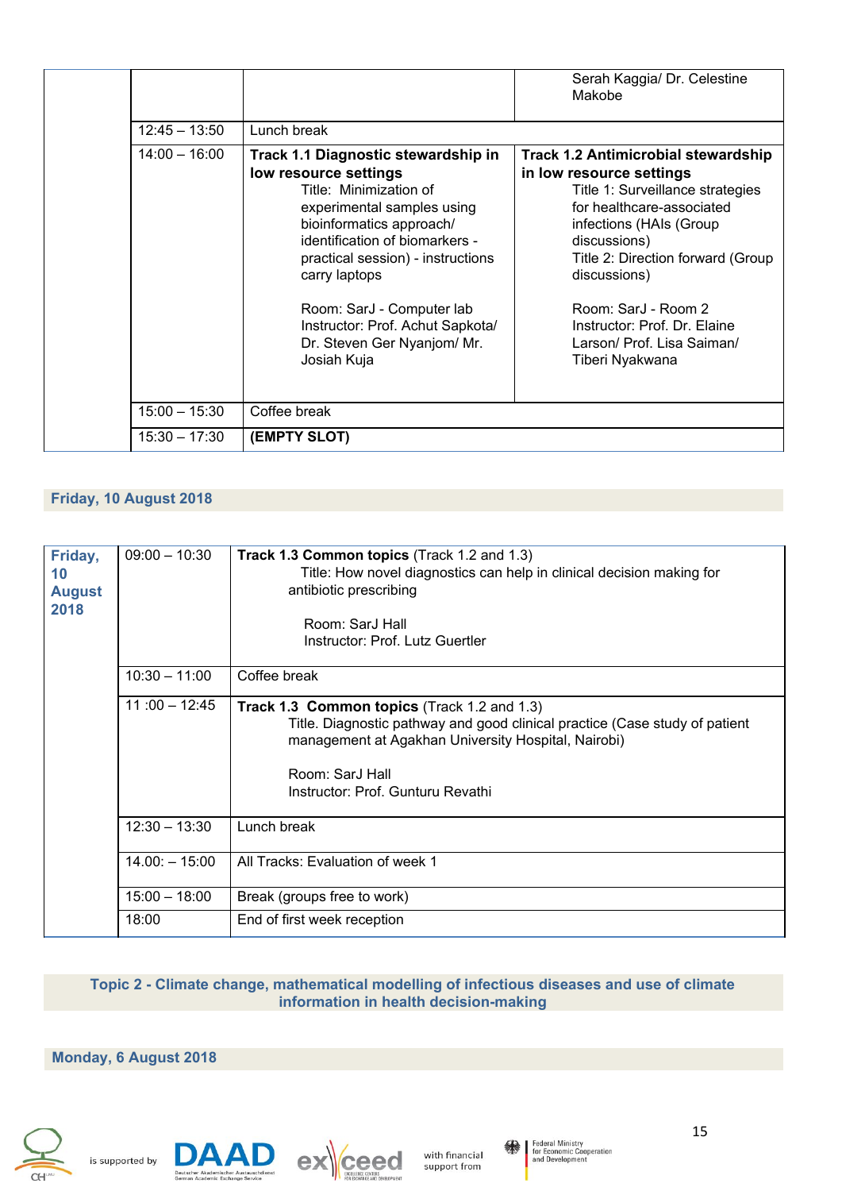| | | | |
|---|---|---|---|
| | | | Serah Kaggia/ Dr. Celestine Makobe |
| | 12:45 – 13:50 | Lunch break | |
| | 14:00 – 16:00 | **Track 1.1 Diagnostic stewardship in low resource settings**<br>Title: Minimization of experimental samples using bioinformatics approach/ identification of biomarkers - practical session) - instructions carry laptops<br><br>Room: SarJ - Computer lab<br>Instructor: Prof. Achut Sapkota/ Dr. Steven Ger Nyanjom/ Mr. Josiah Kuja | **Track 1.2 Antimicrobial stewardship in low resource settings**<br>Title 1: Surveillance strategies for healthcare-associated infections (HAIs (Group discussions)<br>Title 2: Direction forward (Group discussions)<br><br>Room: SarJ - Room 2<br>Instructor: Prof. Dr. Elaine Larson/ Prof. Lisa Saiman/ Tiberi Nyakwana |
| | 15:00 – 15:30 | Coffee break | |
| | 15:30 – 17:30 | **(EMPTY SLOT)** | |

## Friday, 10 August 2018

| | | |
|---|---|---|
| **Friday, 10 August 2018** | 09:00 – 10:30 | **Track 1.3 Common topics** (Track 1.2 and 1.3)<br>Title: How novel diagnostics can help in clinical decision making for antibiotic prescribing<br><br>Room: SarJ Hall<br>Instructor: Prof. Lutz Guertler |
| | 10:30 – 11:00 | Coffee break |
| | 11 :00 – 12:45 | **Track 1.3 Common topics** (Track 1.2 and 1.3)<br>Title. Diagnostic pathway and good clinical practice (Case study of patient management at Agakhan University Hospital, Nairobi)<br><br>Room: SarJ Hall<br>Instructor: Prof. Gunturu Revathi |
| | 12:30 – 13:30 | Lunch break |
| | 14.00: – 15:00 | All Tracks: Evaluation of week 1 |
| | 15:00 – 18:00 | Break (groups free to work) |
| | 18:00 | End of first week reception |

## Topic 2 - Climate change, mathematical modelling of infectious diseases and use of climate information in health decision-making

## Monday, 6 August 2018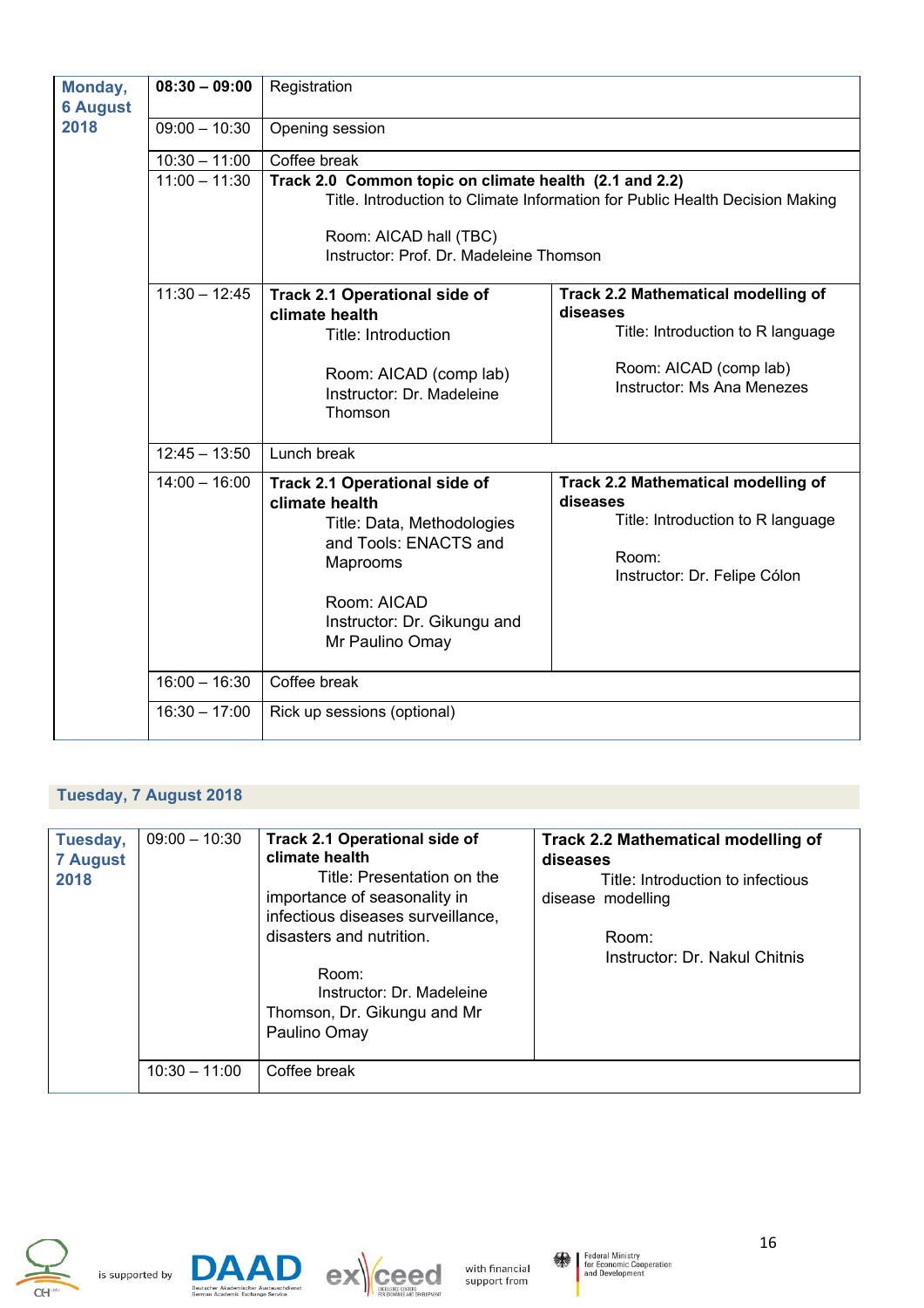| | | | |
|---|---|---|---|
| **Monday, 6 August 2018** | **08:30 – 09:00** | Registration | |
| | 09:00 – 10:30 | Opening session | |
| | 10:30 – 11:00 | Coffee break | |
| | 11:00 – 11:30 | **Track 2.0 Common topic on climate health (2.1 and 2.2)**<br>Title. Introduction to Climate Information for Public Health Decision Making<br><br>Room: AICAD hall (TBC)<br>Instructor: Prof. Dr. Madeleine Thomson | |
| | 11:30 – 12:45 | **Track 2.1 Operational side of climate health**<br>Title: Introduction<br><br>Room: AICAD (comp lab)<br>Instructor: Dr. Madeleine Thomson | **Track 2.2 Mathematical modelling of diseases**<br>Title: Introduction to R language<br><br>Room: AICAD (comp lab)<br>Instructor: Ms Ana Menezes |
| | 12:45 – 13:50 | Lunch break | |
| | 14:00 – 16:00 | **Track 2.1 Operational side of climate health**<br>Title: Data, Methodologies and Tools: ENACTS and Maprooms<br><br>Room: AICAD<br>Instructor: Dr. Gikungu and Mr Paulino Omay | **Track 2.2 Mathematical modelling of diseases**<br>Title: Introduction to R language<br><br>Room:<br>Instructor: Dr. Felipe Cólon |
| | 16:00 – 16:30 | Coffee break | |
| | 16:30 – 17:00 | Rick up sessions (optional) | |

**Tuesday, 7 August 2018**

| | | | |
|---|---|---|---|
| **Tuesday, 7 August 2018** | 09:00 – 10:30 | **Track 2.1 Operational side of climate health**<br>Title: Presentation on the importance of seasonality in infectious diseases surveillance, disasters and nutrition.<br><br>Room:<br>Instructor: Dr. Madeleine Thomson, Dr. Gikungu and Mr Paulino Omay | **Track 2.2 Mathematical modelling of diseases**<br>Title: Introduction to infectious disease modelling<br><br>Room:<br>Instructor: Dr. Nakul Chitnis |
| | 10:30 – 11:00 | Coffee break | |

is supported by DAAD exceed with financial support from Federal Ministry for Economic Cooperation and Development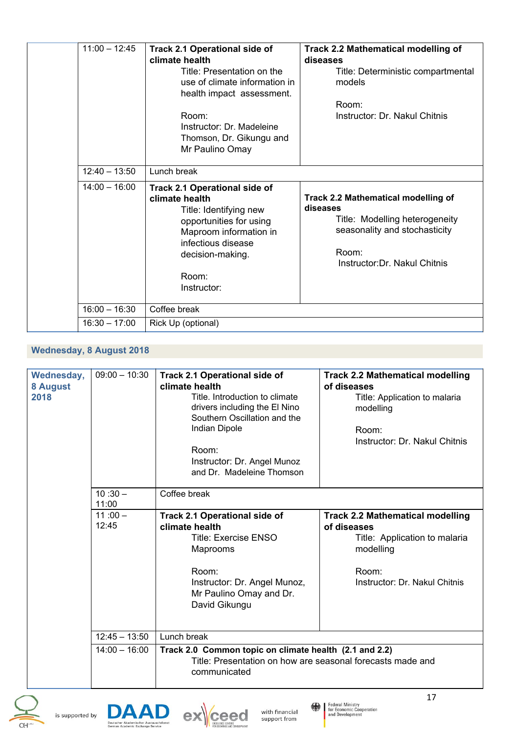| | 11:00 – 12:45 | **Track 2.1 Operational side of climate health**<br>Title: Presentation on the use of climate information in health impact assessment.<br><br>Room:<br>Instructor: Dr. Madeleine Thomson, Dr. Gikungu and Mr Paulino Omay | **Track 2.2 Mathematical modelling of diseases**<br>Title: Deterministic compartmental models<br><br>Room:<br>Instructor: Dr. Nakul Chitnis |
|---|---|---|---|
| | 12:40 – 13:50 | Lunch break | |
| | 14:00 – 16:00 | **Track 2.1 Operational side of climate health**<br>Title: Identifying new opportunities for using Maproom information in infectious disease decision-making.<br><br>Room:<br>Instructor: | **Track 2.2 Mathematical modelling of diseases**<br>Title: Modelling heterogeneity seasonality and stochasticity<br><br>Room:<br>Instructor:Dr. Nakul Chitnis |
| | 16:00 – 16:30 | Coffee break | |
| | 16:30 – 17:00 | Rick Up (optional) | |

## Wednesday, 8 August 2018

| **Wednesday, 8 August 2018** | 09:00 – 10:30 | **Track 2.1 Operational side of climate health**<br>Title. Introduction to climate drivers including the El Nino Southern Oscillation and the Indian Dipole<br><br>Room:<br>Instructor: Dr. Angel Munoz and Dr. Madeleine Thomson | **Track 2.2 Mathematical modelling of diseases**<br>Title: Application to malaria modelling<br><br>Room:<br>Instructor: Dr. Nakul Chitnis |
|---|---|---|---|
| | 10 :30 – 11:00 | Coffee break | |
| | 11 :00 – 12:45 | **Track 2.1 Operational side of climate health**<br>Title: Exercise ENSO Maprooms<br><br>Room:<br>Instructor: Dr. Angel Munoz, Mr Paulino Omay and Dr. David Gikungu | **Track 2.2 Mathematical modelling of diseases**<br>Title: Application to malaria modelling<br><br>Room:<br>Instructor: Dr. Nakul Chitnis |
| | 12:45 – 13:50 | Lunch break | |
| | 14:00 – 16:00 | **Track 2.0 Common topic on climate health (2.1 and 2.2)**<br>Title: Presentation on how are seasonal forecasts made and communicated | |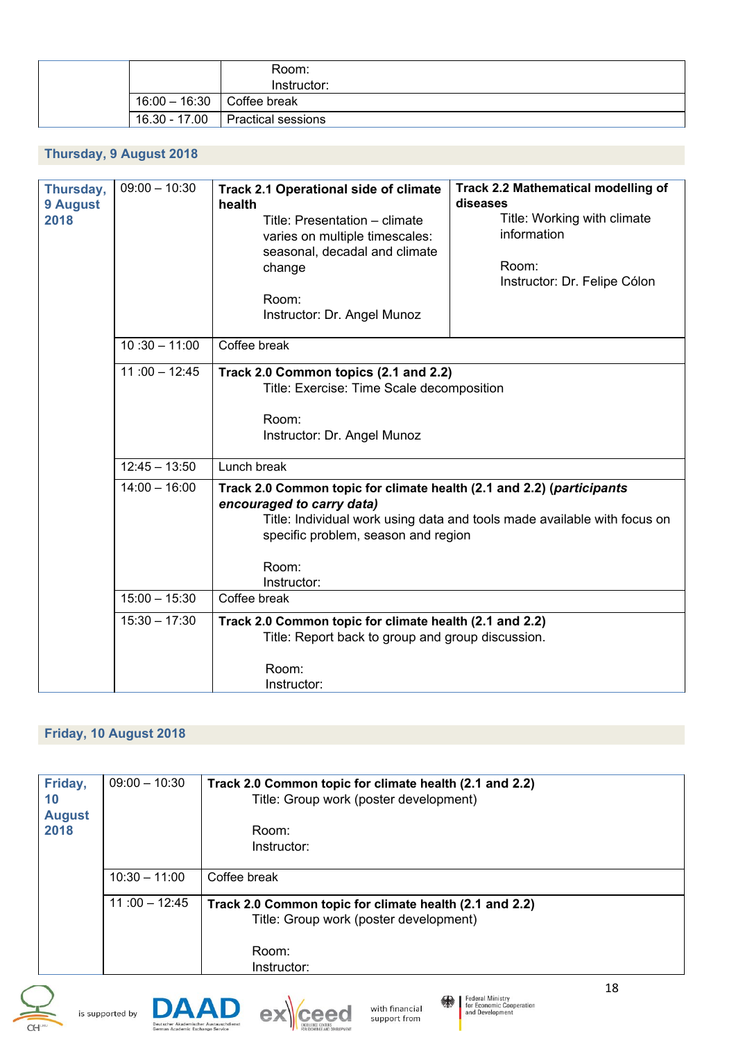| | | |
|---|---|---|
| | | Room:<br>Instructor: |
| | 16:00 – 16:30 | Coffee break |
| | 16.30 - 17.00 | Practical sessions |

## Thursday, 9 August 2018

| | | | |
|---|---|---|---|
| **Thursday, 9 August 2018** | 09:00 – 10:30 | **Track 2.1 Operational side of climate health**<br>Title: Presentation – climate varies on multiple timescales: seasonal, decadal and climate change<br><br>Room:<br>Instructor: Dr. Angel Munoz | **Track 2.2 Mathematical modelling of diseases**<br>Title: Working with climate information<br><br>Room:<br>Instructor: Dr. Felipe Cólon |
| | 10 :30 – 11:00 | Coffee break | |
| | 11 :00 – 12:45 | **Track 2.0 Common topics (2.1 and 2.2)**<br>Title: Exercise: Time Scale decomposition<br><br>Room:<br>Instructor: Dr. Angel Munoz | |
| | 12:45 – 13:50 | Lunch break | |
| | 14:00 – 16:00 | **Track 2.0 Common topic for climate health (2.1 and 2.2) (*participants encouraged to carry data)***<br>Title: Individual work using data and tools made available with focus on specific problem, season and region<br><br>Room:<br>Instructor: | |
| | 15:00 – 15:30 | Coffee break | |
| | 15:30 – 17:30 | **Track 2.0 Common topic for climate health (2.1 and 2.2)**<br>Title: Report back to group and group discussion.<br><br>Room:<br>Instructor: | |

## Friday, 10 August 2018

| | | |
|---|---|---|
| **Friday, 10 August 2018** | 09:00 – 10:30 | **Track 2.0 Common topic for climate health (2.1 and 2.2)**<br>Title: Group work (poster development)<br><br>Room:<br>Instructor: |
| | 10:30 – 11:00 | Coffee break |
| | 11 :00 – 12:45 | **Track 2.0 Common topic for climate health (2.1 and 2.2)**<br>Title: Group work (poster development)<br><br>Room:<br>Instructor: |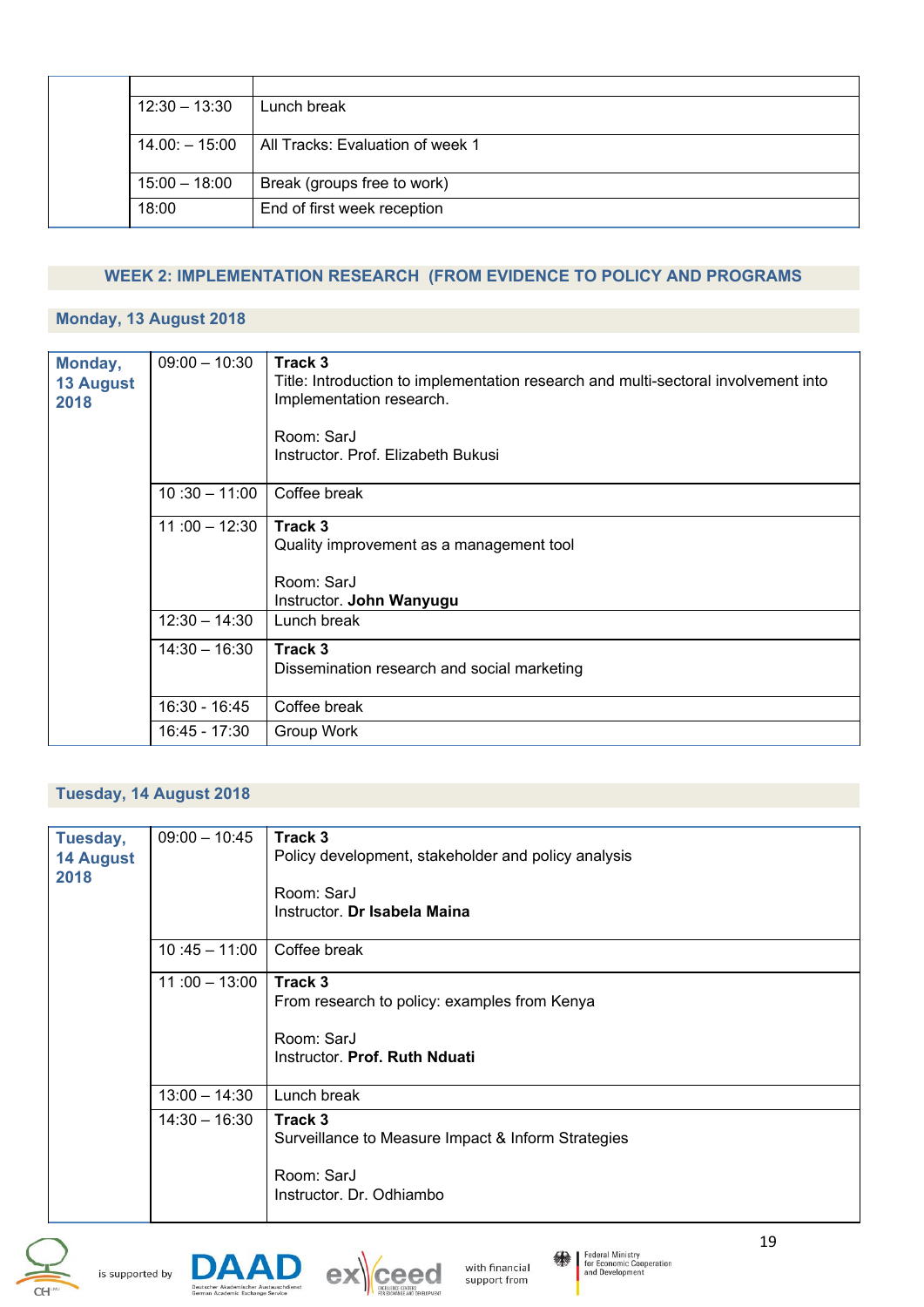| | | |
|---|---|---|
| | 12:30 – 13:30 | Lunch break |
| | 14.00: – 15:00 | All Tracks: Evaluation of week 1 |
| | 15:00 – 18:00 | Break (groups free to work) |
| | 18:00 | End of first week reception |

## WEEK 2: IMPLEMENTATION RESEARCH (FROM EVIDENCE TO POLICY AND PROGRAMS

### Monday, 13 August 2018

| | | |
|---|---|---|
| **Monday, 13 August 2018** | 09:00 – 10:30 | **Track 3**<br>Title: Introduction to implementation research and multi-sectoral involvement into Implementation research.<br><br>Room: SarJ<br>Instructor. Prof. Elizabeth Bukusi |
| | 10 :30 – 11:00 | Coffee break |
| | 11 :00 – 12:30 | **Track 3**<br>Quality improvement as a management tool<br><br>Room: SarJ<br>Instructor. **John Wanyugu** |
| | 12:30 – 14:30 | Lunch break |
| | 14:30 – 16:30 | **Track 3**<br>Dissemination research and social marketing |
| | 16:30 - 16:45 | Coffee break |
| | 16:45 - 17:30 | Group Work |

### Tuesday, 14 August 2018

| | | |
|---|---|---|
| **Tuesday, 14 August 2018** | 09:00 – 10:45 | **Track 3**<br>Policy development, stakeholder and policy analysis<br><br>Room: SarJ<br>Instructor. **Dr Isabela Maina** |
| | 10 :45 – 11:00 | Coffee break |
| | 11 :00 – 13:00 | **Track 3**<br>From research to policy: examples from Kenya<br><br>Room: SarJ<br>Instructor. **Prof. Ruth Nduati** |
| | 13:00 – 14:30 | Lunch break |
| | 14:30 – 16:30 | **Track 3**<br>Surveillance to Measure Impact & Inform Strategies<br><br>Room: SarJ<br>Instructor. Dr. Odhiambo |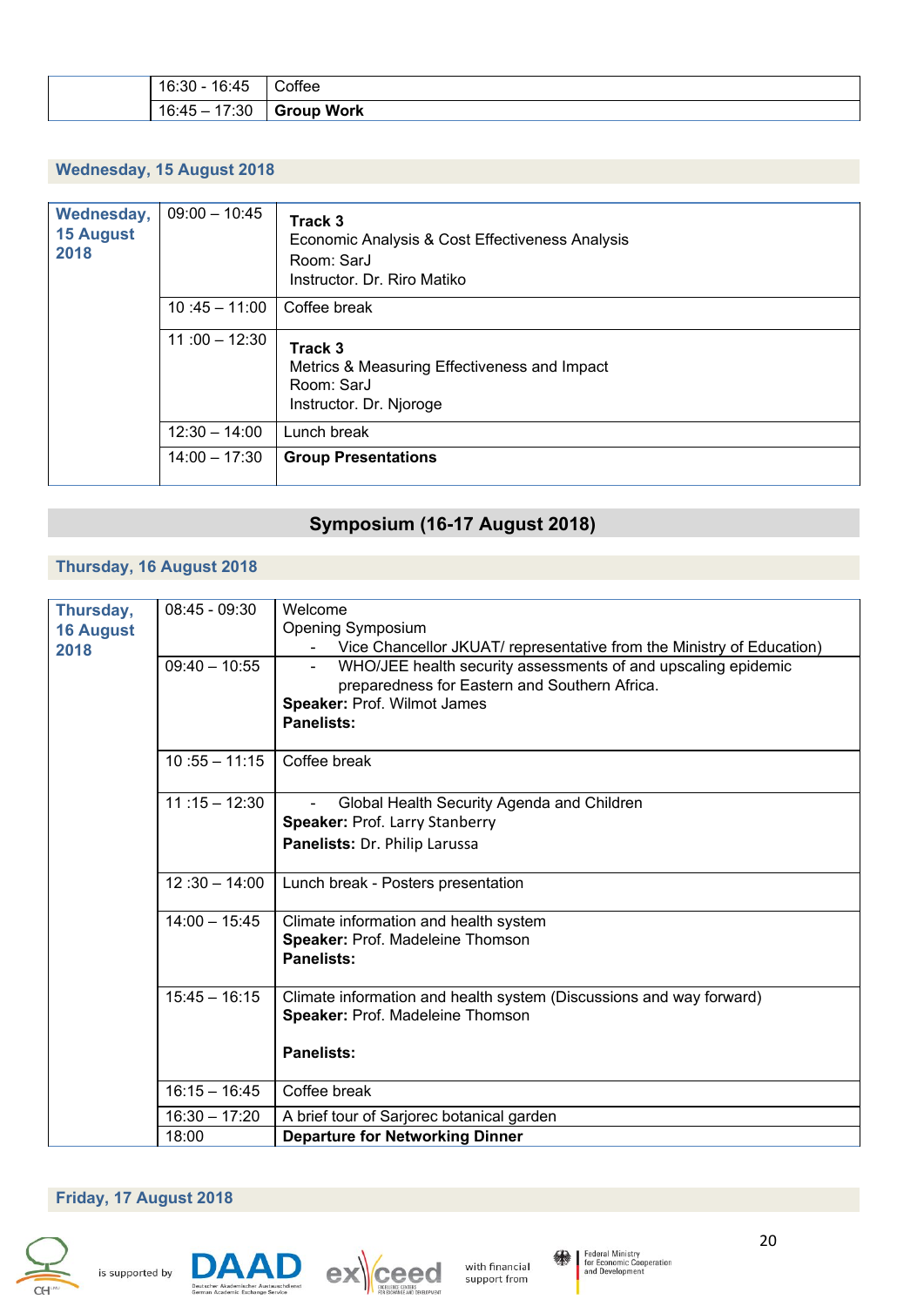| | | |
|---|---|---|
| | 16:30 - 16:45 | Coffee |
| | 16:45 – 17:30 | **Group Work** |

### Wednesday, 15 August 2018

| | | |
|---|---|---|
| **Wednesday, 15 August 2018** | 09:00 – 10:45 | **Track 3**<br>Economic Analysis & Cost Effectiveness Analysis<br>Room: SarJ<br>Instructor. Dr. Riro Matiko |
| | 10 :45 – 11:00 | Coffee break |
| | 11 :00 – 12:30 | **Track 3**<br>Metrics & Measuring Effectiveness and Impact<br>Room: SarJ<br>Instructor. Dr. Njoroge |
| | 12:30 – 14:00 | Lunch break |
| | 14:00 – 17:30 | **Group Presentations** |

## Symposium (16-17 August 2018)

### Thursday, 16 August 2018

| | | |
|---|---|---|
| **Thursday, 16 August 2018** | 08:45 - 09:30 | Welcome<br>Opening Symposium<br>- Vice Chancellor JKUAT/ representative from the Ministry of Education) |
| | 09:40 – 10:55 | - WHO/JEE health security assessments of and upscaling epidemic preparedness for Eastern and Southern Africa.<br>**Speaker:** Prof. Wilmot James<br>**Panelists:** |
| | 10 :55 – 11:15 | Coffee break |
| | 11 :15 – 12:30 | - Global Health Security Agenda and Children<br>**Speaker:** Prof. Larry Stanberry<br>**Panelists:** Dr. Philip Larussa |
| | 12 :30 – 14:00 | Lunch break - Posters presentation |
| | 14:00 – 15:45 | Climate information and health system<br>**Speaker:** Prof. Madeleine Thomson<br>**Panelists:** |
| | 15:45 – 16:15 | Climate information and health system (Discussions and way forward)<br>**Speaker:** Prof. Madeleine Thomson<br>**Panelists:** |
| | 16:15 – 16:45 | Coffee break |
| | 16:30 – 17:20 | A brief tour of Sarjorec botanical garden |
| | 18:00 | **Departure for Networking Dinner** |

### Friday, 17 August 2018

is supported by DAAD Deutscher Akademischer Austauschdienst German Academic Exchange Service; exceed; with financial support from Federal Ministry for Economic Cooperation and Development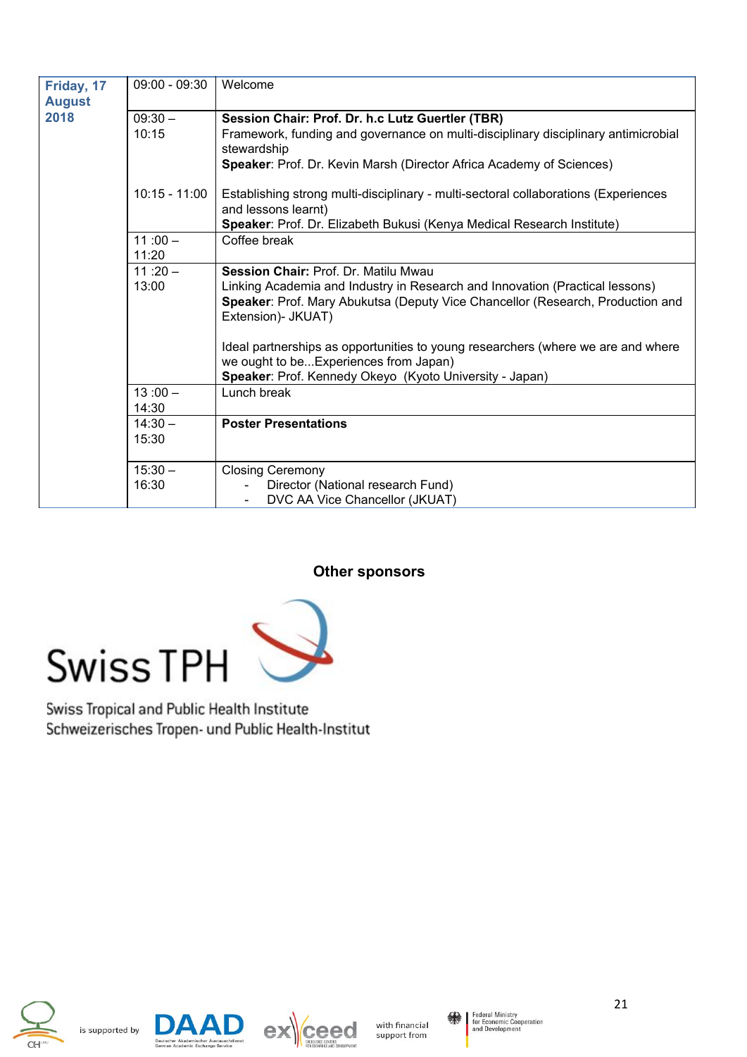| | | |
|---|---|---|
| **Friday, 17 August 2018** | 09:00 - 09:30 | Welcome |
| | 09:30 – 10:15 | **Session Chair: Prof. Dr. h.c Lutz Guertler (TBR)**<br>Framework, funding and governance on multi-disciplinary disciplinary antimicrobial stewardship<br>**Speaker**: Prof. Dr. Kevin Marsh (Director Africa Academy of Sciences) |
| | 10:15 - 11:00 | Establishing strong multi-disciplinary - multi-sectoral collaborations (Experiences and lessons learnt)<br>**Speaker**: Prof. Dr. Elizabeth Bukusi (Kenya Medical Research Institute) |
| | 11 :00 – 11:20 | Coffee break |
| | 11 :20 – 13:00 | **Session Chair:** Prof. Dr. Matilu Mwau<br>Linking Academia and Industry in Research and Innovation (Practical lessons)<br>**Speaker**: Prof. Mary Abukutsa (Deputy Vice Chancellor (Research, Production and Extension)- JKUAT)<br><br>Ideal partnerships as opportunities to young researchers (where we are and where we ought to be...Experiences from Japan)<br>**Speaker**: Prof. Kennedy Okeyo (Kyoto University - Japan) |
| | 13 :00 – 14:30 | Lunch break |
| | 14:30 – 15:30 | **Poster Presentations** |
| | 15:30 – 16:30 | Closing Ceremony<br>- Director (National research Fund)<br>- DVC AA Vice Chancellor (JKUAT) |

## Other sponsors

Swiss TPH

Swiss Tropical and Public Health Institute
Schweizerisches Tropen- und Public Health-Institut

is supported by DAAD exceed with financial support from Federal Ministry for Economic Cooperation and Development